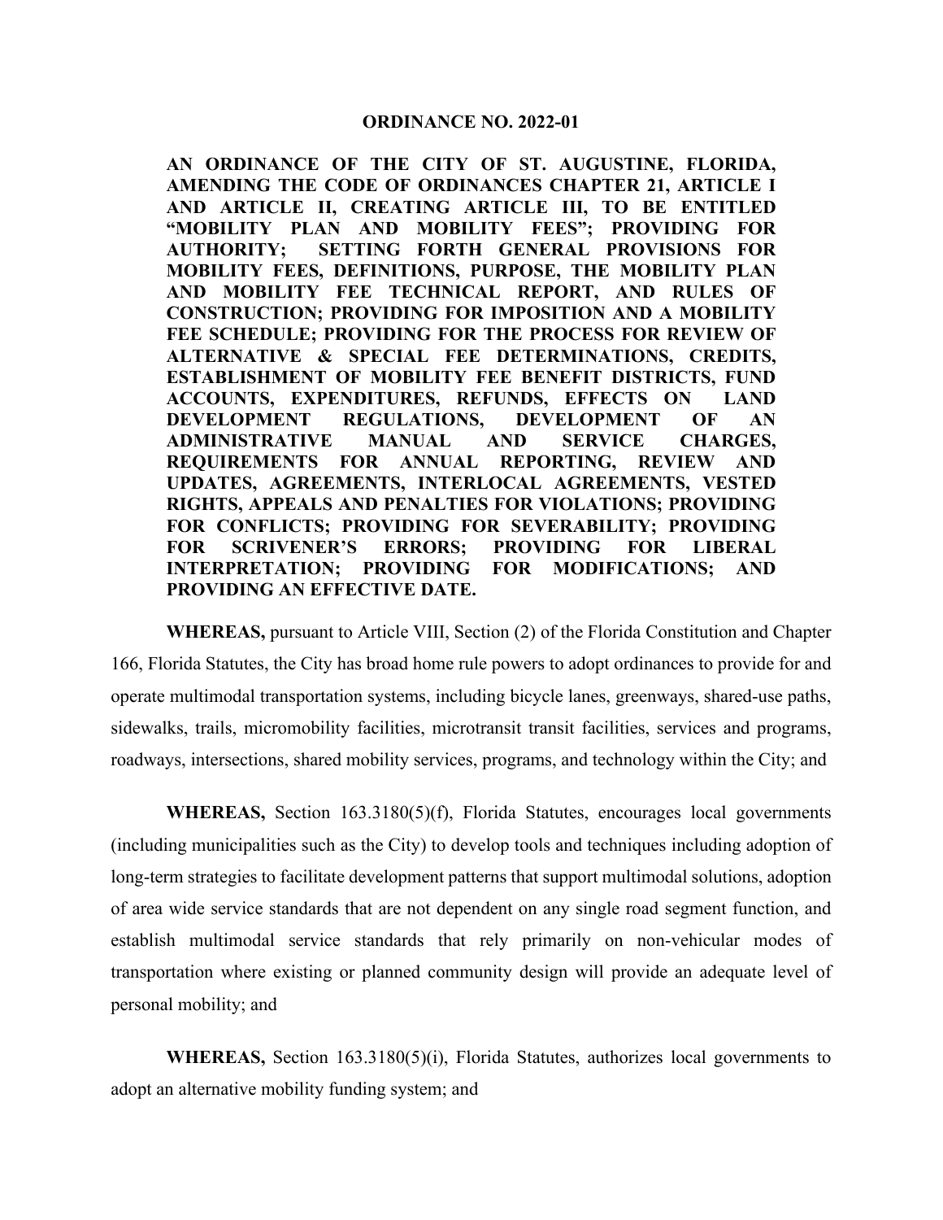# ORDINANCE NO. 2022-01

**AN ORDINANCE OF THE CITY OF ST. AUGUSTINE, FLORIDA, AMENDING THE CODE OF ORDINANCES CHAPTER 21, ARTICLE I AND ARTICLE II, CREATING ARTICLE III, TO BE ENTITLED "MOBILITY PLAN AND MOBILITY FEES"; PROVIDING FOR AUTHORITY; SETTING FORTH GENERAL PROVISIONS FOR MOBILITY FEES, DEFINITIONS, PURPOSE, THE MOBILITY PLAN AND MOBILITY FEE TECHNICAL REPORT, AND RULES OF CONSTRUCTION; PROVIDING FOR IMPOSITION AND A MOBILITY FEE SCHEDULE; PROVIDING FOR THE PROCESS FOR REVIEW OF ALTERNATIVE & SPECIAL FEE DETERMINATIONS, CREDITS, ESTABLISHMENT OF MOBILITY FEE BENEFIT DISTRICTS, FUND ACCOUNTS, EXPENDITURES, REFUNDS, EFFECTS ON LAND DEVELOPMENT REGULATIONS, DEVELOPMENT OF AN ADMINISTRATIVE MANUAL AND SERVICE CHARGES, REQUIREMENTS FOR ANNUAL REPORTING, REVIEW AND UPDATES, AGREEMENTS, INTERLOCAL AGREEMENTS, VESTED RIGHTS, APPEALS AND PENALTIES FOR VIOLATIONS; PROVIDING FOR CONFLICTS; PROVIDING FOR SEVERABILITY; PROVIDING FOR SCRIVENER'S ERRORS; PROVIDING FOR LIBERAL INTERPRETATION; PROVIDING FOR MODIFICATIONS; AND PROVIDING AN EFFECTIVE DATE.**

**WHEREAS,** pursuant to Article VIII, Section (2) of the Florida Constitution and Chapter 166, Florida Statutes, the City has broad home rule powers to adopt ordinances to provide for and operate multimodal transportation systems, including bicycle lanes, greenways, shared-use paths, sidewalks, trails, micromobility facilities, microtransit transit facilities, services and programs, roadways, intersections, shared mobility services, programs, and technology within the City; and

**WHEREAS,** Section 163.3180(5)(f), Florida Statutes, encourages local governments (including municipalities such as the City) to develop tools and techniques including adoption of long-term strategies to facilitate development patterns that support multimodal solutions, adoption of area wide service standards that are not dependent on any single road segment function, and establish multimodal service standards that rely primarily on non-vehicular modes of transportation where existing or planned community design will provide an adequate level of personal mobility; and

**WHEREAS,** Section 163.3180(5)(i), Florida Statutes, authorizes local governments to adopt an alternative mobility funding system; and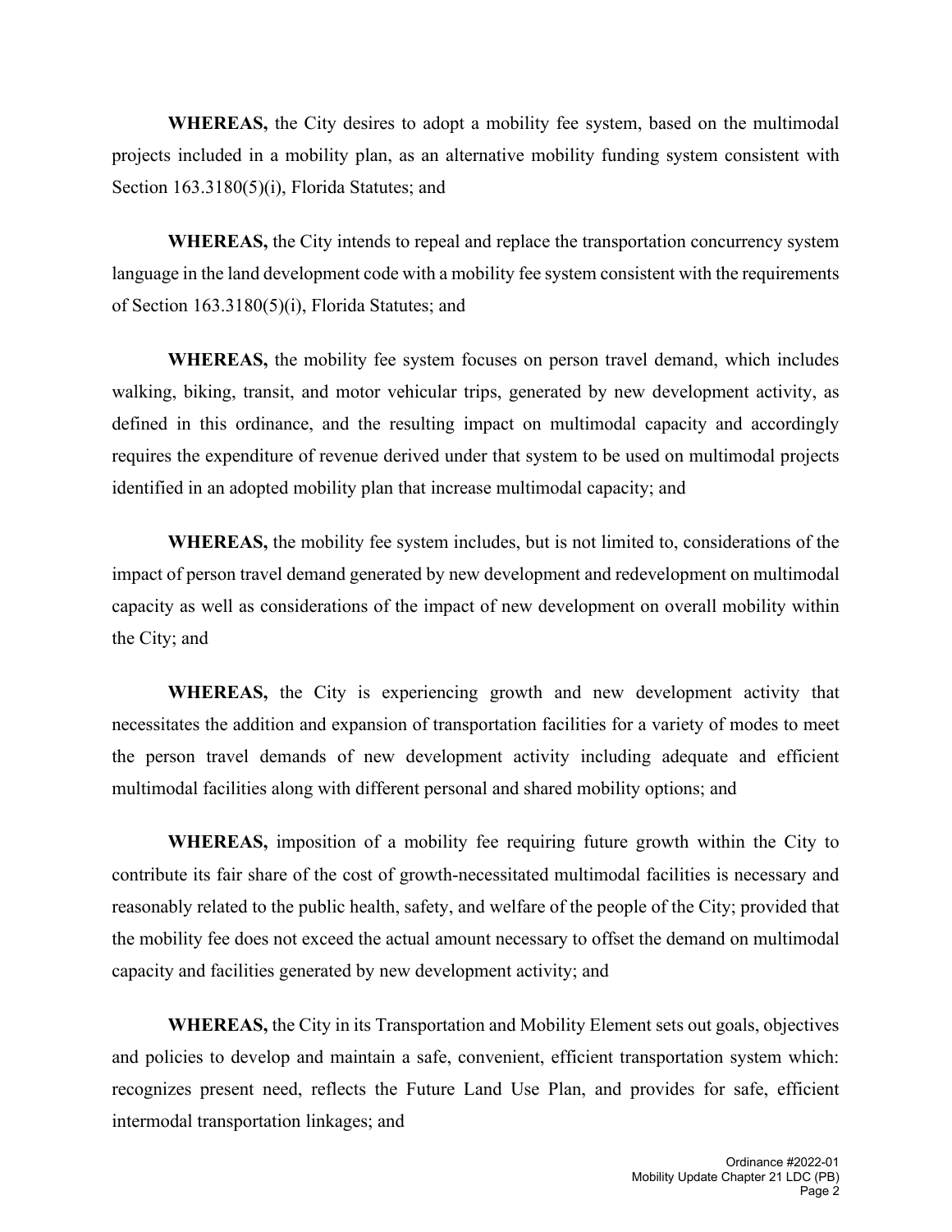**WHEREAS,** the City desires to adopt a mobility fee system, based on the multimodal projects included in a mobility plan, as an alternative mobility funding system consistent with Section 163.3180(5)(i), Florida Statutes; and

**WHEREAS,** the City intends to repeal and replace the transportation concurrency system language in the land development code with a mobility fee system consistent with the requirements of Section 163.3180(5)(i), Florida Statutes; and

**WHEREAS,** the mobility fee system focuses on person travel demand, which includes walking, biking, transit, and motor vehicular trips, generated by new development activity, as defined in this ordinance, and the resulting impact on multimodal capacity and accordingly requires the expenditure of revenue derived under that system to be used on multimodal projects identified in an adopted mobility plan that increase multimodal capacity; and

**WHEREAS,** the mobility fee system includes, but is not limited to, considerations of the impact of person travel demand generated by new development and redevelopment on multimodal capacity as well as considerations of the impact of new development on overall mobility within the City; and

**WHEREAS,** the City is experiencing growth and new development activity that necessitates the addition and expansion of transportation facilities for a variety of modes to meet the person travel demands of new development activity including adequate and efficient multimodal facilities along with different personal and shared mobility options; and

**WHEREAS,** imposition of a mobility fee requiring future growth within the City to contribute its fair share of the cost of growth-necessitated multimodal facilities is necessary and reasonably related to the public health, safety, and welfare of the people of the City; provided that the mobility fee does not exceed the actual amount necessary to offset the demand on multimodal capacity and facilities generated by new development activity; and

**WHEREAS,** the City in its Transportation and Mobility Element sets out goals, objectives and policies to develop and maintain a safe, convenient, efficient transportation system which: recognizes present need, reflects the Future Land Use Plan, and provides for safe, efficient intermodal transportation linkages; and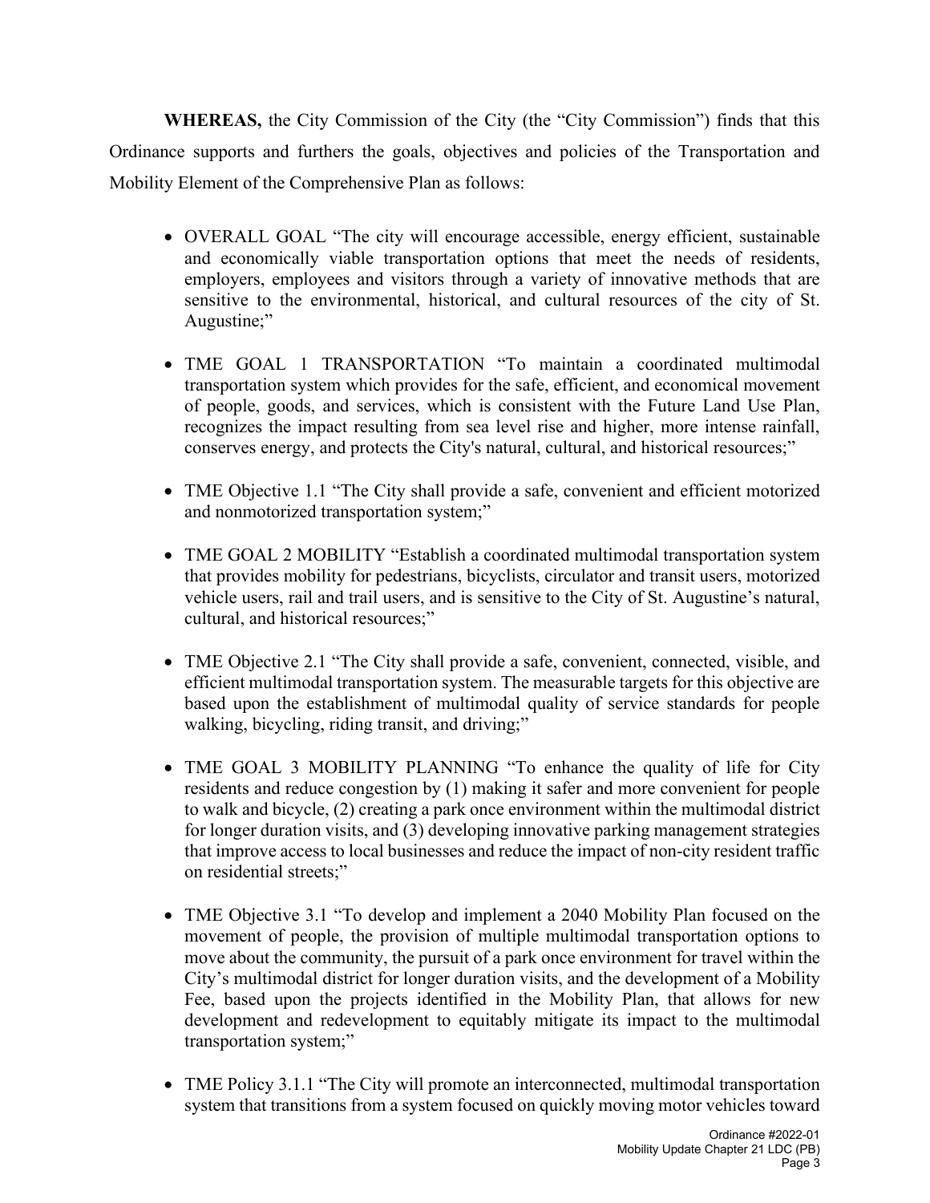**WHEREAS,** the City Commission of the City (the "City Commission") finds that this Ordinance supports and furthers the goals, objectives and policies of the Transportation and Mobility Element of the Comprehensive Plan as follows:

- OVERALL GOAL "The city will encourage accessible, energy efficient, sustainable and economically viable transportation options that meet the needs of residents, employers, employees and visitors through a variety of innovative methods that are sensitive to the environmental, historical, and cultural resources of the city of St. Augustine;"

- TME GOAL 1 TRANSPORTATION "To maintain a coordinated multimodal transportation system which provides for the safe, efficient, and economical movement of people, goods, and services, which is consistent with the Future Land Use Plan, recognizes the impact resulting from sea level rise and higher, more intense rainfall, conserves energy, and protects the City's natural, cultural, and historical resources;"

- TME Objective 1.1 "The City shall provide a safe, convenient and efficient motorized and nonmotorized transportation system;"

- TME GOAL 2 MOBILITY "Establish a coordinated multimodal transportation system that provides mobility for pedestrians, bicyclists, circulator and transit users, motorized vehicle users, rail and trail users, and is sensitive to the City of St. Augustine's natural, cultural, and historical resources;"

- TME Objective 2.1 "The City shall provide a safe, convenient, connected, visible, and efficient multimodal transportation system. The measurable targets for this objective are based upon the establishment of multimodal quality of service standards for people walking, bicycling, riding transit, and driving;"

- TME GOAL 3 MOBILITY PLANNING "To enhance the quality of life for City residents and reduce congestion by (1) making it safer and more convenient for people to walk and bicycle, (2) creating a park once environment within the multimodal district for longer duration visits, and (3) developing innovative parking management strategies that improve access to local businesses and reduce the impact of non-city resident traffic on residential streets;"

- TME Objective 3.1 "To develop and implement a 2040 Mobility Plan focused on the movement of people, the provision of multiple multimodal transportation options to move about the community, the pursuit of a park once environment for travel within the City's multimodal district for longer duration visits, and the development of a Mobility Fee, based upon the projects identified in the Mobility Plan, that allows for new development and redevelopment to equitably mitigate its impact to the multimodal transportation system;"

- TME Policy 3.1.1 "The City will promote an interconnected, multimodal transportation system that transitions from a system focused on quickly moving motor vehicles toward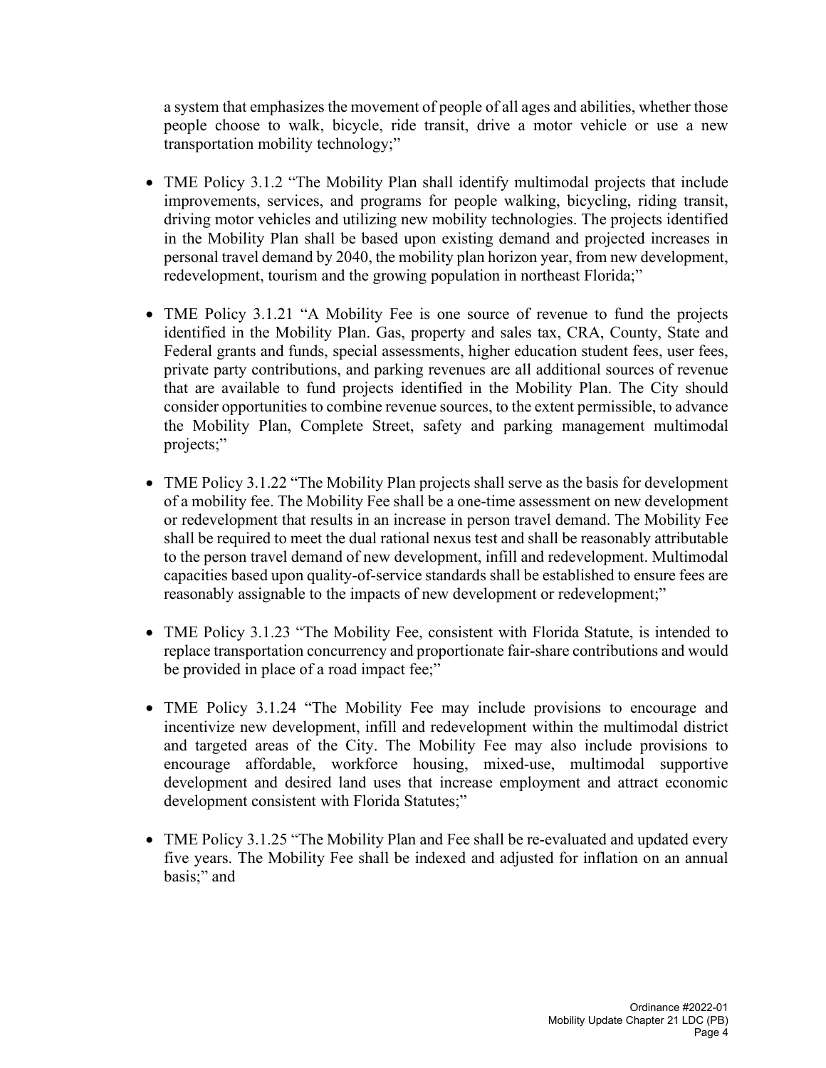a system that emphasizes the movement of people of all ages and abilities, whether those people choose to walk, bicycle, ride transit, drive a motor vehicle or use a new transportation mobility technology;"

- TME Policy 3.1.2 "The Mobility Plan shall identify multimodal projects that include improvements, services, and programs for people walking, bicycling, riding transit, driving motor vehicles and utilizing new mobility technologies. The projects identified in the Mobility Plan shall be based upon existing demand and projected increases in personal travel demand by 2040, the mobility plan horizon year, from new development, redevelopment, tourism and the growing population in northeast Florida;"

- TME Policy 3.1.21 "A Mobility Fee is one source of revenue to fund the projects identified in the Mobility Plan. Gas, property and sales tax, CRA, County, State and Federal grants and funds, special assessments, higher education student fees, user fees, private party contributions, and parking revenues are all additional sources of revenue that are available to fund projects identified in the Mobility Plan. The City should consider opportunities to combine revenue sources, to the extent permissible, to advance the Mobility Plan, Complete Street, safety and parking management multimodal projects;"

- TME Policy 3.1.22 "The Mobility Plan projects shall serve as the basis for development of a mobility fee. The Mobility Fee shall be a one-time assessment on new development or redevelopment that results in an increase in person travel demand. The Mobility Fee shall be required to meet the dual rational nexus test and shall be reasonably attributable to the person travel demand of new development, infill and redevelopment. Multimodal capacities based upon quality-of-service standards shall be established to ensure fees are reasonably assignable to the impacts of new development or redevelopment;"

- TME Policy 3.1.23 "The Mobility Fee, consistent with Florida Statute, is intended to replace transportation concurrency and proportionate fair-share contributions and would be provided in place of a road impact fee;"

- TME Policy 3.1.24 "The Mobility Fee may include provisions to encourage and incentivize new development, infill and redevelopment within the multimodal district and targeted areas of the City. The Mobility Fee may also include provisions to encourage affordable, workforce housing, mixed-use, multimodal supportive development and desired land uses that increase employment and attract economic development consistent with Florida Statutes;"

- TME Policy 3.1.25 "The Mobility Plan and Fee shall be re-evaluated and updated every five years. The Mobility Fee shall be indexed and adjusted for inflation on an annual basis;" and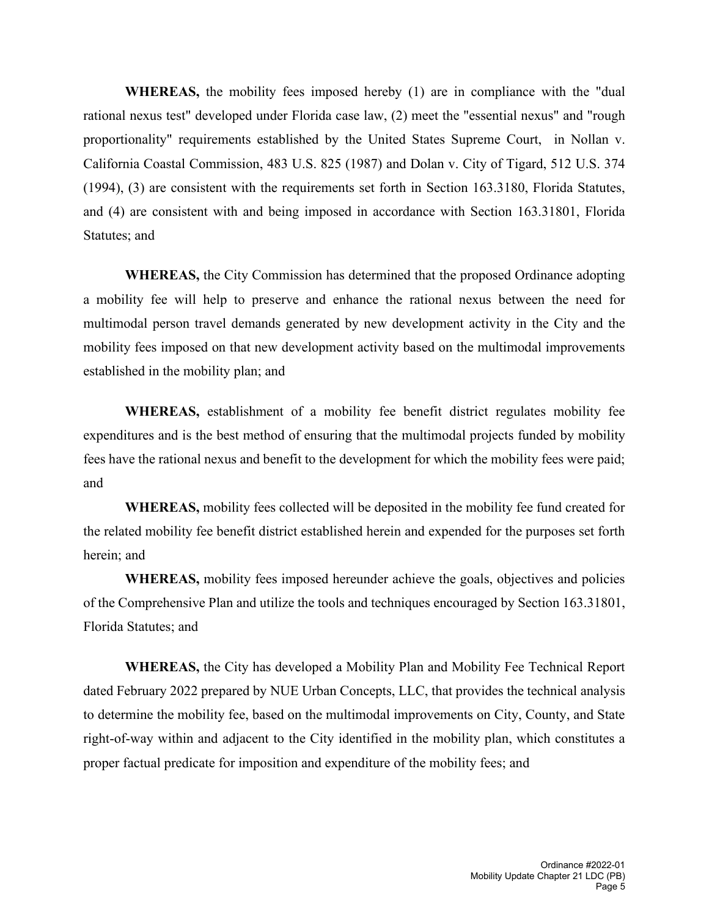**WHEREAS,** the mobility fees imposed hereby (1) are in compliance with the "dual rational nexus test" developed under Florida case law, (2) meet the "essential nexus" and "rough proportionality" requirements established by the United States Supreme Court, in Nollan v. California Coastal Commission, 483 U.S. 825 (1987) and Dolan v. City of Tigard, 512 U.S. 374 (1994), (3) are consistent with the requirements set forth in Section 163.3180, Florida Statutes, and (4) are consistent with and being imposed in accordance with Section 163.31801, Florida Statutes; and

**WHEREAS,** the City Commission has determined that the proposed Ordinance adopting a mobility fee will help to preserve and enhance the rational nexus between the need for multimodal person travel demands generated by new development activity in the City and the mobility fees imposed on that new development activity based on the multimodal improvements established in the mobility plan; and

**WHEREAS,** establishment of a mobility fee benefit district regulates mobility fee expenditures and is the best method of ensuring that the multimodal projects funded by mobility fees have the rational nexus and benefit to the development for which the mobility fees were paid; and

**WHEREAS,** mobility fees collected will be deposited in the mobility fee fund created for the related mobility fee benefit district established herein and expended for the purposes set forth herein; and

**WHEREAS,** mobility fees imposed hereunder achieve the goals, objectives and policies of the Comprehensive Plan and utilize the tools and techniques encouraged by Section 163.31801, Florida Statutes; and

**WHEREAS,** the City has developed a Mobility Plan and Mobility Fee Technical Report dated February 2022 prepared by NUE Urban Concepts, LLC, that provides the technical analysis to determine the mobility fee, based on the multimodal improvements on City, County, and State right-of-way within and adjacent to the City identified in the mobility plan, which constitutes a proper factual predicate for imposition and expenditure of the mobility fees; and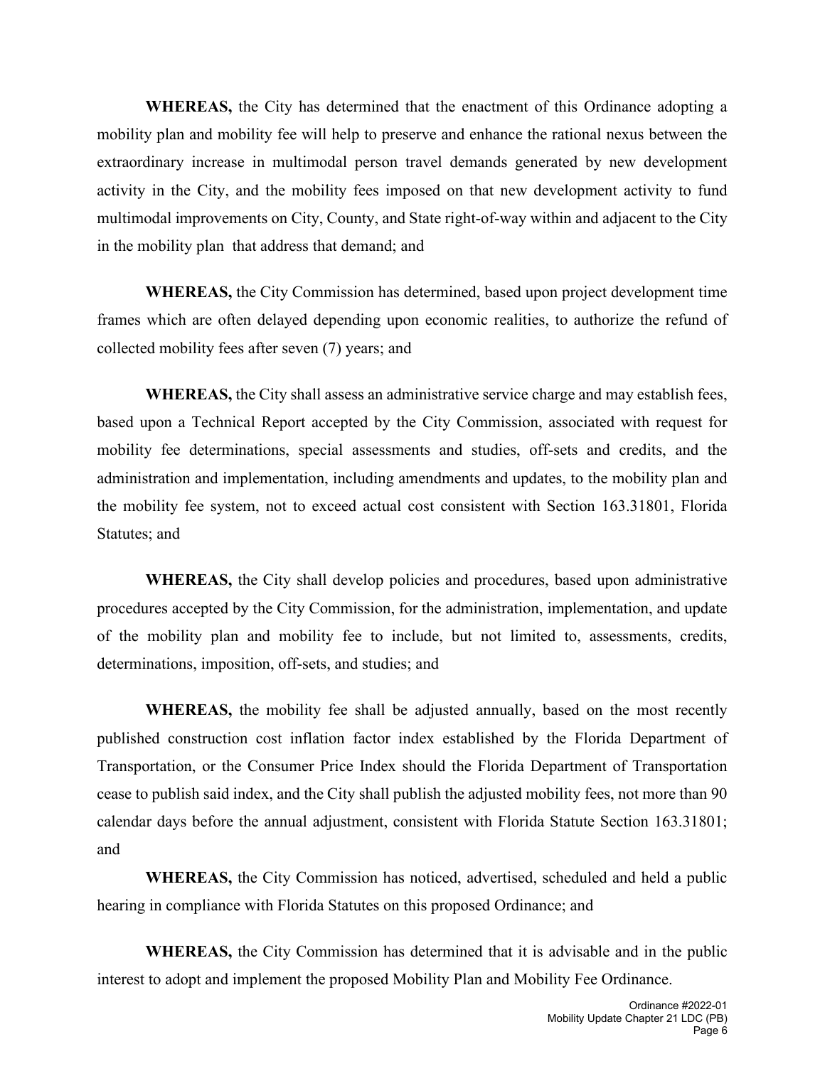**WHEREAS,** the City has determined that the enactment of this Ordinance adopting a mobility plan and mobility fee will help to preserve and enhance the rational nexus between the extraordinary increase in multimodal person travel demands generated by new development activity in the City, and the mobility fees imposed on that new development activity to fund multimodal improvements on City, County, and State right-of-way within and adjacent to the City in the mobility plan that address that demand; and

**WHEREAS,** the City Commission has determined, based upon project development time frames which are often delayed depending upon economic realities, to authorize the refund of collected mobility fees after seven (7) years; and

**WHEREAS,** the City shall assess an administrative service charge and may establish fees, based upon a Technical Report accepted by the City Commission, associated with request for mobility fee determinations, special assessments and studies, off-sets and credits, and the administration and implementation, including amendments and updates, to the mobility plan and the mobility fee system, not to exceed actual cost consistent with Section 163.31801, Florida Statutes; and

**WHEREAS,** the City shall develop policies and procedures, based upon administrative procedures accepted by the City Commission, for the administration, implementation, and update of the mobility plan and mobility fee to include, but not limited to, assessments, credits, determinations, imposition, off-sets, and studies; and

**WHEREAS,** the mobility fee shall be adjusted annually, based on the most recently published construction cost inflation factor index established by the Florida Department of Transportation, or the Consumer Price Index should the Florida Department of Transportation cease to publish said index, and the City shall publish the adjusted mobility fees, not more than 90 calendar days before the annual adjustment, consistent with Florida Statute Section 163.31801; and

**WHEREAS,** the City Commission has noticed, advertised, scheduled and held a public hearing in compliance with Florida Statutes on this proposed Ordinance; and

**WHEREAS,** the City Commission has determined that it is advisable and in the public interest to adopt and implement the proposed Mobility Plan and Mobility Fee Ordinance.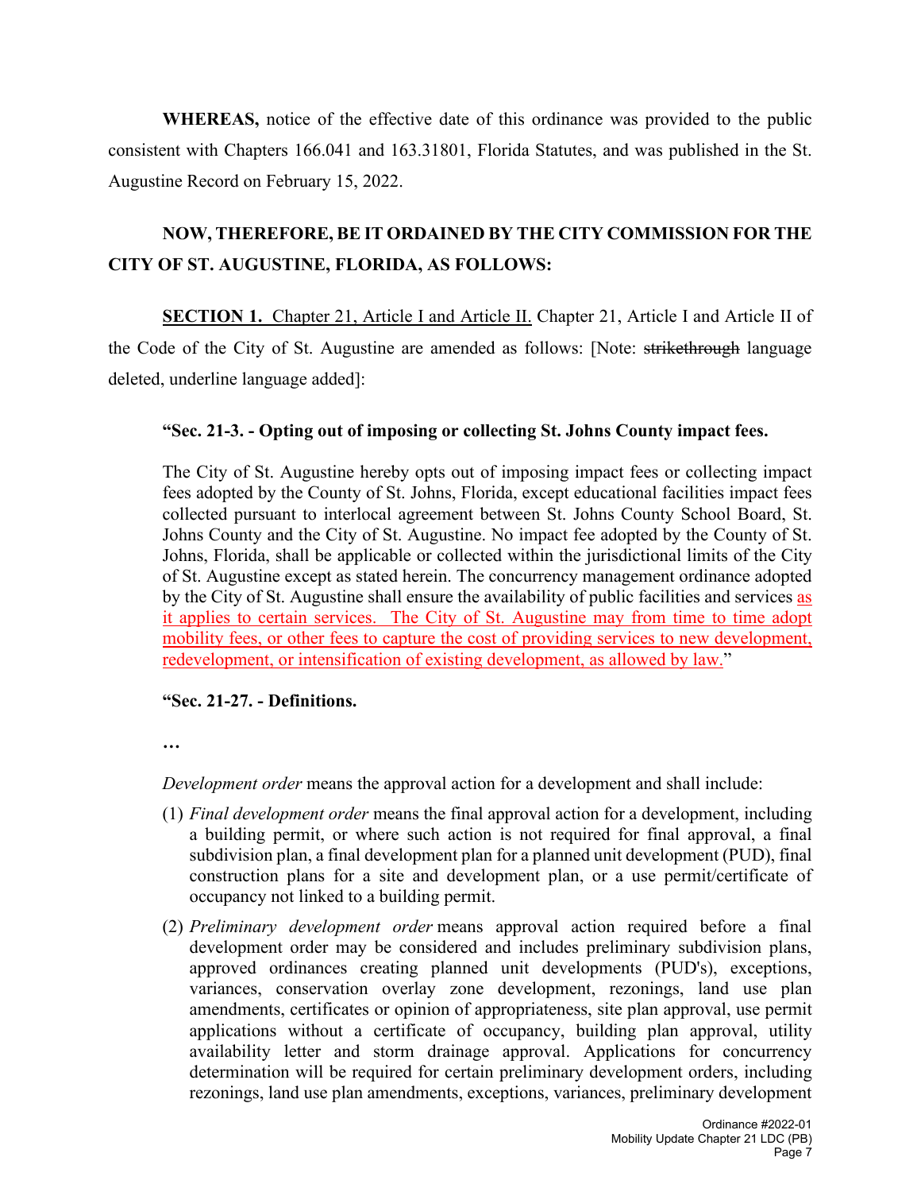**WHEREAS,** notice of the effective date of this ordinance was provided to the public consistent with Chapters 166.041 and 163.31801, Florida Statutes, and was published in the St. Augustine Record on February 15, 2022.

**NOW, THEREFORE, BE IT ORDAINED BY THE CITY COMMISSION FOR THE CITY OF ST. AUGUSTINE, FLORIDA, AS FOLLOWS:**

<u>**SECTION 1.** Chapter 21, Article I and Article II.</u> Chapter 21, Article I and Article II of the Code of the City of St. Augustine are amended as follows: [Note: ~~strikethrough~~ language deleted, underline language added]:

**"Sec. 21-3. - Opting out of imposing or collecting St. Johns County impact fees.**

The City of St. Augustine hereby opts out of imposing impact fees or collecting impact fees adopted by the County of St. Johns, Florida, except educational facilities impact fees collected pursuant to interlocal agreement between St. Johns County School Board, St. Johns County and the City of St. Augustine. No impact fee adopted by the County of St. Johns, Florida, shall be applicable or collected within the jurisdictional limits of the City of St. Augustine except as stated herein. The concurrency management ordinance adopted by the City of St. Augustine shall ensure the availability of public facilities and services <u>as it applies to certain services. The City of St. Augustine may from time to time adopt mobility fees, or other fees to capture the cost of providing services to new development, redevelopment, or intensification of existing development, as allowed by law.</u>"

**"Sec. 21-27. - Definitions.**

**…**

*Development order* means the approval action for a development and shall include:

(1) *Final development order* means the final approval action for a development, including a building permit, or where such action is not required for final approval, a final subdivision plan, a final development plan for a planned unit development (PUD), final construction plans for a site and development plan, or a use permit/certificate of occupancy not linked to a building permit.

(2) *Preliminary development order* means approval action required before a final development order may be considered and includes preliminary subdivision plans, approved ordinances creating planned unit developments (PUD's), exceptions, variances, conservation overlay zone development, rezonings, land use plan amendments, certificates or opinion of appropriateness, site plan approval, use permit applications without a certificate of occupancy, building plan approval, utility availability letter and storm drainage approval. Applications for concurrency determination will be required for certain preliminary development orders, including rezonings, land use plan amendments, exceptions, variances, preliminary development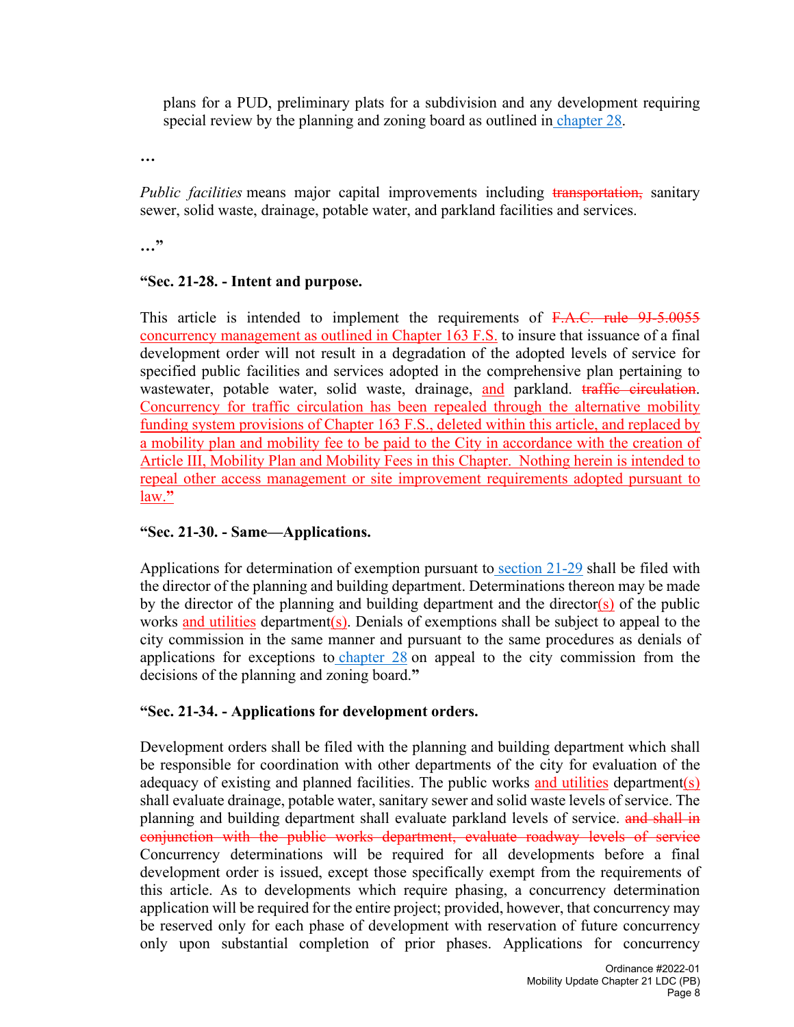plans for a PUD, preliminary plats for a subdivision and any development requiring special review by the planning and zoning board as outlined in chapter 28.

…

*Public facilities* means major capital improvements including ~~transportation,~~ sanitary sewer, solid waste, drainage, potable water, and parkland facilities and services.

…"

**"Sec. 21-28. - Intent and purpose.**

This article is intended to implement the requirements of ~~F.A.C. rule 9J-5.0055~~ <u>concurrency management as outlined in Chapter 163 F.S.</u> to insure that issuance of a final development order will not result in a degradation of the adopted levels of service for specified public facilities and services adopted in the comprehensive plan pertaining to wastewater, potable water, solid waste, drainage, <u>and</u> parkland. ~~traffic circulation~~. <u>Concurrency for traffic circulation has been repealed through the alternative mobility funding system provisions of Chapter 163 F.S., deleted within this article, and replaced by a mobility plan and mobility fee to be paid to the City in accordance with the creation of Article III, Mobility Plan and Mobility Fees in this Chapter. Nothing herein is intended to repeal other access management or site improvement requirements adopted pursuant to law."</u>

**"Sec. 21-30. - Same—Applications.**

Applications for determination of exemption pursuant to section 21-29 shall be filed with the director of the planning and building department. Determinations thereon may be made by the director of the planning and building department and the director<u>(s)</u> of the public works <u>and utilities</u> department<u>(s)</u>. Denials of exemptions shall be subject to appeal to the city commission in the same manner and pursuant to the same procedures as denials of applications for exceptions to chapter 28 on appeal to the city commission from the decisions of the planning and zoning board.**"**

**"Sec. 21-34. - Applications for development orders.**

Development orders shall be filed with the planning and building department which shall be responsible for coordination with other departments of the city for evaluation of the adequacy of existing and planned facilities. The public works <u>and utilities</u> department<u>(s)</u> shall evaluate drainage, potable water, sanitary sewer and solid waste levels of service. The planning and building department shall evaluate parkland levels of service. ~~and shall in conjunction with the public works department, evaluate roadway levels of service~~ Concurrency determinations will be required for all developments before a final development order is issued, except those specifically exempt from the requirements of this article. As to developments which require phasing, a concurrency determination application will be required for the entire project; provided, however, that concurrency may be reserved only for each phase of development with reservation of future concurrency only upon substantial completion of prior phases. Applications for concurrency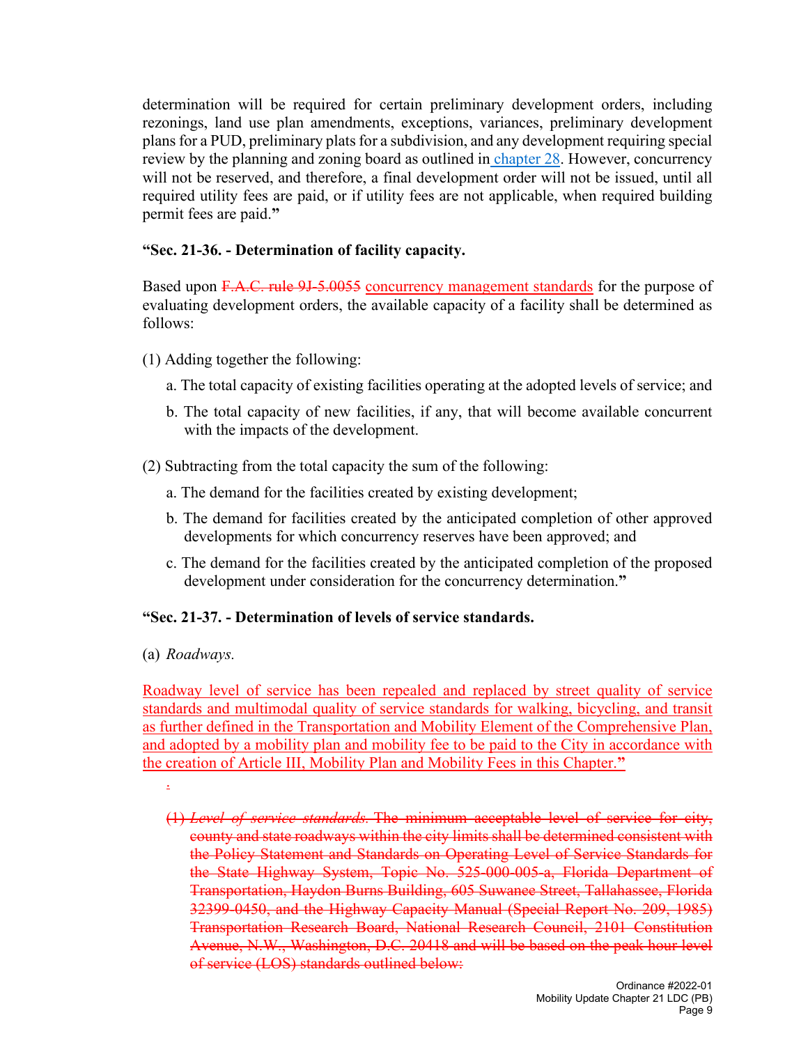determination will be required for certain preliminary development orders, including rezonings, land use plan amendments, exceptions, variances, preliminary development plans for a PUD, preliminary plats for a subdivision, and any development requiring special review by the planning and zoning board as outlined in chapter 28. However, concurrency will not be reserved, and therefore, a final development order will not be issued, until all required utility fees are paid, or if utility fees are not applicable, when required building permit fees are paid.**"**

**"Sec. 21-36. - Determination of facility capacity.**

Based upon ~~F.A.C. rule 9J-5.0055~~ <u>concurrency management standards</u> for the purpose of evaluating development orders, the available capacity of a facility shall be determined as follows:

(1) Adding together the following:

a. The total capacity of existing facilities operating at the adopted levels of service; and

b. The total capacity of new facilities, if any, that will become available concurrent with the impacts of the development.

(2) Subtracting from the total capacity the sum of the following:

a. The demand for the facilities created by existing development;

b. The demand for facilities created by the anticipated completion of other approved developments for which concurrency reserves have been approved; and

c. The demand for the facilities created by the anticipated completion of the proposed development under consideration for the concurrency determination.**"**

**"Sec. 21-37. - Determination of levels of service standards.**

(a) *Roadways.*

<u>Roadway level of service has been repealed and replaced by street quality of service standards and multimodal quality of service standards for walking, bicycling, and transit as further defined in the Transportation and Mobility Element of the Comprehensive Plan, and adopted by a mobility plan and mobility fee to be paid to the City in accordance with the creation of Article III, Mobility Plan and Mobility Fees in this Chapter."</u>

<u>.</u>

~~(1) *Level of service standards.* The minimum acceptable level of service for city, county and state roadways within the city limits shall be determined consistent with the Policy Statement and Standards on Operating Level of Service Standards for the State Highway System, Topic No. 525-000-005-a, Florida Department of Transportation, Haydon Burns Building, 605 Suwanee Street, Tallahassee, Florida 32399-0450, and the Highway Capacity Manual (Special Report No. 209, 1985) Transportation Research Board, National Research Council, 2101 Constitution Avenue, N.W., Washington, D.C. 20418 and will be based on the peak hour level of service (LOS) standards outlined below:~~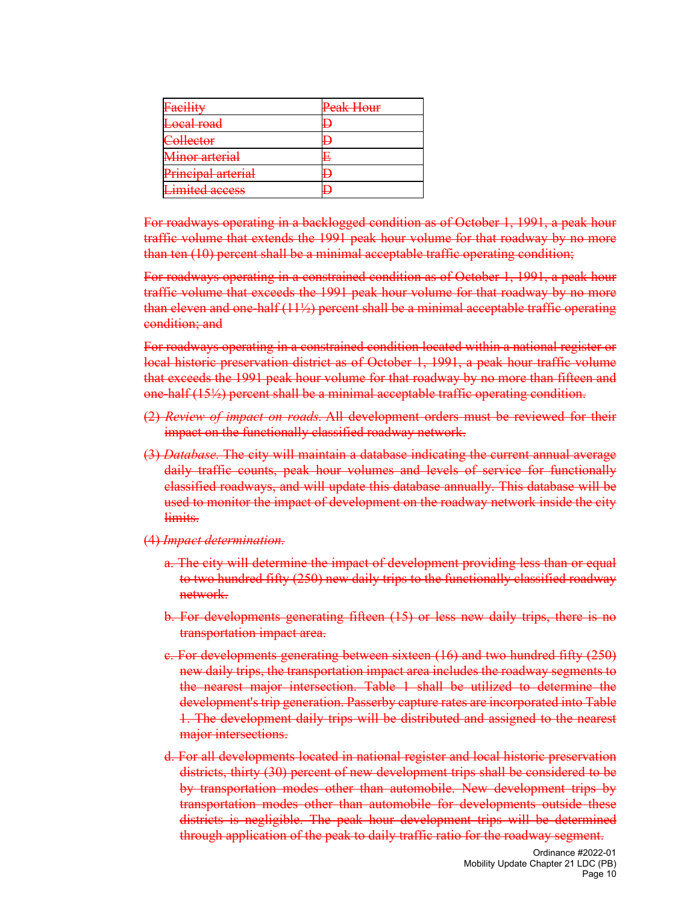| ~~Facility~~ | ~~Peak Hour~~ |
|---|---|
| ~~Local road~~ | ~~D~~ |
| ~~Collector~~ | ~~D~~ |
| ~~Minor arterial~~ | ~~E~~ |
| ~~Principal arterial~~ | ~~D~~ |
| ~~Limited access~~ | ~~D~~ |

~~For roadways operating in a backlogged condition as of October 1, 1991, a peak hour traffic volume that extends the 1991 peak hour volume for that roadway by no more than ten (10) percent shall be a minimal acceptable traffic operating condition;~~

~~For roadways operating in a constrained condition as of October 1, 1991, a peak hour traffic volume that exceeds the 1991 peak hour volume for that roadway by no more than eleven and one-half (11½) percent shall be a minimal acceptable traffic operating condition; and~~

~~For roadways operating in a constrained condition located within a national register or local historic preservation district as of October 1, 1991, a peak hour traffic volume that exceeds the 1991 peak hour volume for that roadway by no more than fifteen and one-half (15½) percent shall be a minimal acceptable traffic operating condition.~~

~~(2) *Review of impact on roads.* All development orders must be reviewed for their impact on the functionally classified roadway network.~~

~~(3) *Database.* The city will maintain a database indicating the current annual average daily traffic counts, peak hour volumes and levels of service for functionally classified roadways, and will update this database annually. This database will be used to monitor the impact of development on the roadway network inside the city limits.~~

~~(4) *Impact determination.*~~

~~a. The city will determine the impact of development providing less than or equal to two hundred fifty (250) new daily trips to the functionally classified roadway network.~~

~~b. For developments generating fifteen (15) or less new daily trips, there is no transportation impact area.~~

~~c. For developments generating between sixteen (16) and two hundred fifty (250) new daily trips, the transportation impact area includes the roadway segments to the nearest major intersection. Table 1 shall be utilized to determine the development's trip generation. Passerby capture rates are incorporated into Table 1. The development daily trips will be distributed and assigned to the nearest major intersections.~~

~~d. For all developments located in national register and local historic preservation districts, thirty (30) percent of new development trips shall be considered to be by transportation modes other than automobile. New development trips by transportation modes other than automobile for developments outside these districts is negligible. The peak hour development trips will be determined through application of the peak to daily traffic ratio for the roadway segment.~~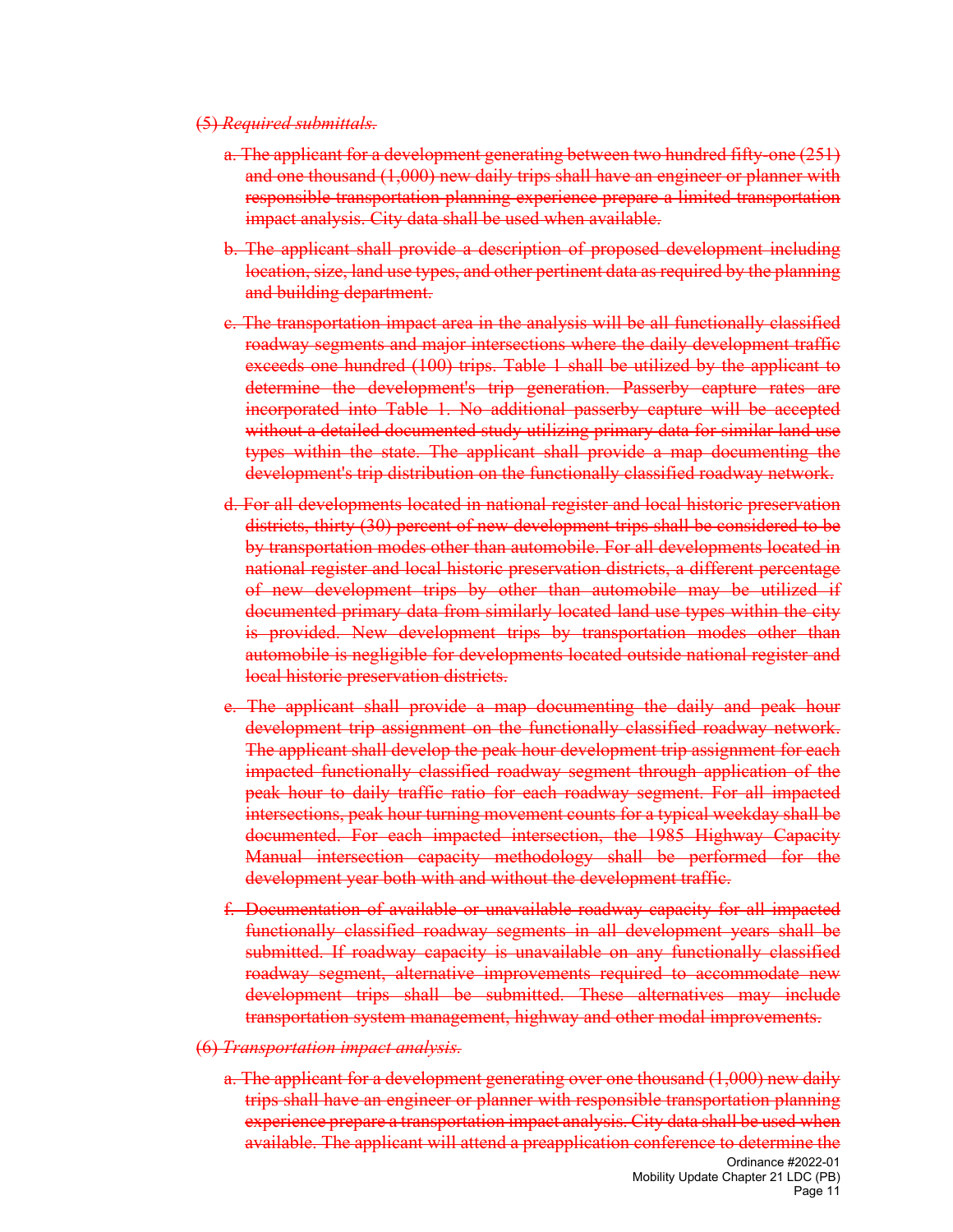~~(5) *Required submittals.*~~

~~a. The applicant for a development generating between two hundred fifty-one (251) and one thousand (1,000) new daily trips shall have an engineer or planner with responsible transportation planning experience prepare a limited transportation impact analysis. City data shall be used when available.~~

~~b. The applicant shall provide a description of proposed development including location, size, land use types, and other pertinent data as required by the planning and building department.~~

~~c. The transportation impact area in the analysis will be all functionally classified roadway segments and major intersections where the daily development traffic exceeds one hundred (100) trips. Table 1 shall be utilized by the applicant to determine the development's trip generation. Passerby capture rates are incorporated into Table 1. No additional passerby capture will be accepted without a detailed documented study utilizing primary data for similar land use types within the state. The applicant shall provide a map documenting the development's trip distribution on the functionally classified roadway network.~~

~~d. For all developments located in national register and local historic preservation districts, thirty (30) percent of new development trips shall be considered to be by transportation modes other than automobile. For all developments located in national register and local historic preservation districts, a different percentage of new development trips by other than automobile may be utilized if documented primary data from similarly located land use types within the city is provided. New development trips by transportation modes other than automobile is negligible for developments located outside national register and local historic preservation districts.~~

~~e. The applicant shall provide a map documenting the daily and peak hour development trip assignment on the functionally classified roadway network. The applicant shall develop the peak hour development trip assignment for each impacted functionally classified roadway segment through application of the peak hour to daily traffic ratio for each roadway segment. For all impacted intersections, peak hour turning movement counts for a typical weekday shall be documented. For each impacted intersection, the 1985 Highway Capacity Manual intersection capacity methodology shall be performed for the development year both with and without the development traffic.~~

~~f. Documentation of available or unavailable roadway capacity for all impacted functionally classified roadway segments in all development years shall be submitted. If roadway capacity is unavailable on any functionally classified roadway segment, alternative improvements required to accommodate new development trips shall be submitted. These alternatives may include transportation system management, highway and other modal improvements.~~

~~(6) *Transportation impact analysis.*~~

~~a. The applicant for a development generating over one thousand (1,000) new daily trips shall have an engineer or planner with responsible transportation planning experience prepare a transportation impact analysis. City data shall be used when available. The applicant will attend a preapplication conference to determine the~~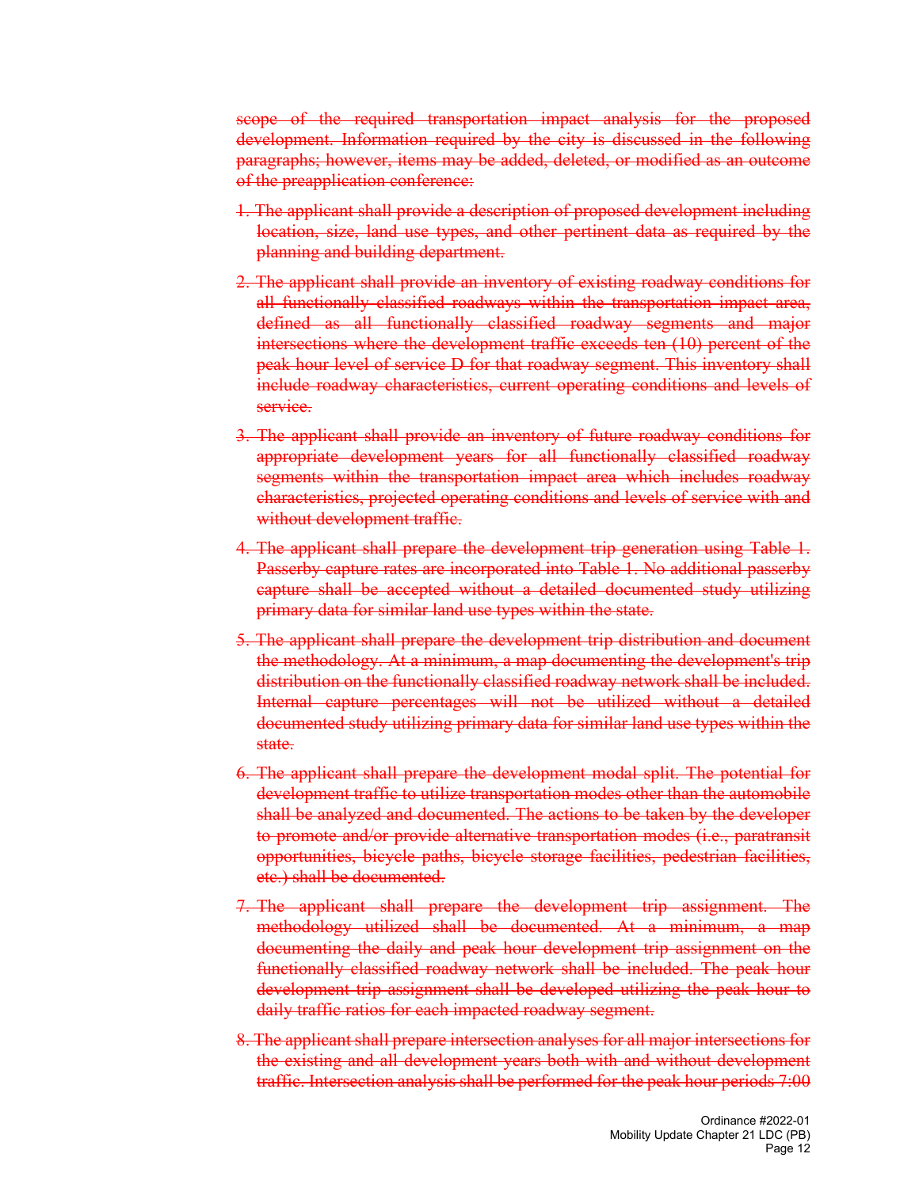~~scope of the required transportation impact analysis for the proposed development. Information required by the city is discussed in the following paragraphs; however, items may be added, deleted, or modified as an outcome of the preapplication conference:~~

1. ~~The applicant shall provide a description of proposed development including location, size, land use types, and other pertinent data as required by the planning and building department.~~

2. ~~The applicant shall provide an inventory of existing roadway conditions for all functionally classified roadways within the transportation impact area, defined as all functionally classified roadway segments and major intersections where the development traffic exceeds ten (10) percent of the peak hour level of service D for that roadway segment. This inventory shall include roadway characteristics, current operating conditions and levels of service.~~

3. ~~The applicant shall provide an inventory of future roadway conditions for appropriate development years for all functionally classified roadway segments within the transportation impact area which includes roadway characteristics, projected operating conditions and levels of service with and without development traffic.~~

4. ~~The applicant shall prepare the development trip generation using Table 1. Passerby capture rates are incorporated into Table 1. No additional passerby capture shall be accepted without a detailed documented study utilizing primary data for similar land use types within the state.~~

5. ~~The applicant shall prepare the development trip distribution and document the methodology. At a minimum, a map documenting the development's trip distribution on the functionally classified roadway network shall be included. Internal capture percentages will not be utilized without a detailed documented study utilizing primary data for similar land use types within the state.~~

6. ~~The applicant shall prepare the development modal split. The potential for development traffic to utilize transportation modes other than the automobile shall be analyzed and documented. The actions to be taken by the developer to promote and/or provide alternative transportation modes (i.e., paratransit opportunities, bicycle paths, bicycle storage facilities, pedestrian facilities, etc.) shall be documented.~~

7. ~~The applicant shall prepare the development trip assignment. The methodology utilized shall be documented. At a minimum, a map documenting the daily and peak hour development trip assignment on the functionally classified roadway network shall be included. The peak hour development trip assignment shall be developed utilizing the peak hour to daily traffic ratios for each impacted roadway segment.~~

8. ~~The applicant shall prepare intersection analyses for all major intersections for the existing and all development years both with and without development traffic. Intersection analysis shall be performed for the peak hour periods 7:00~~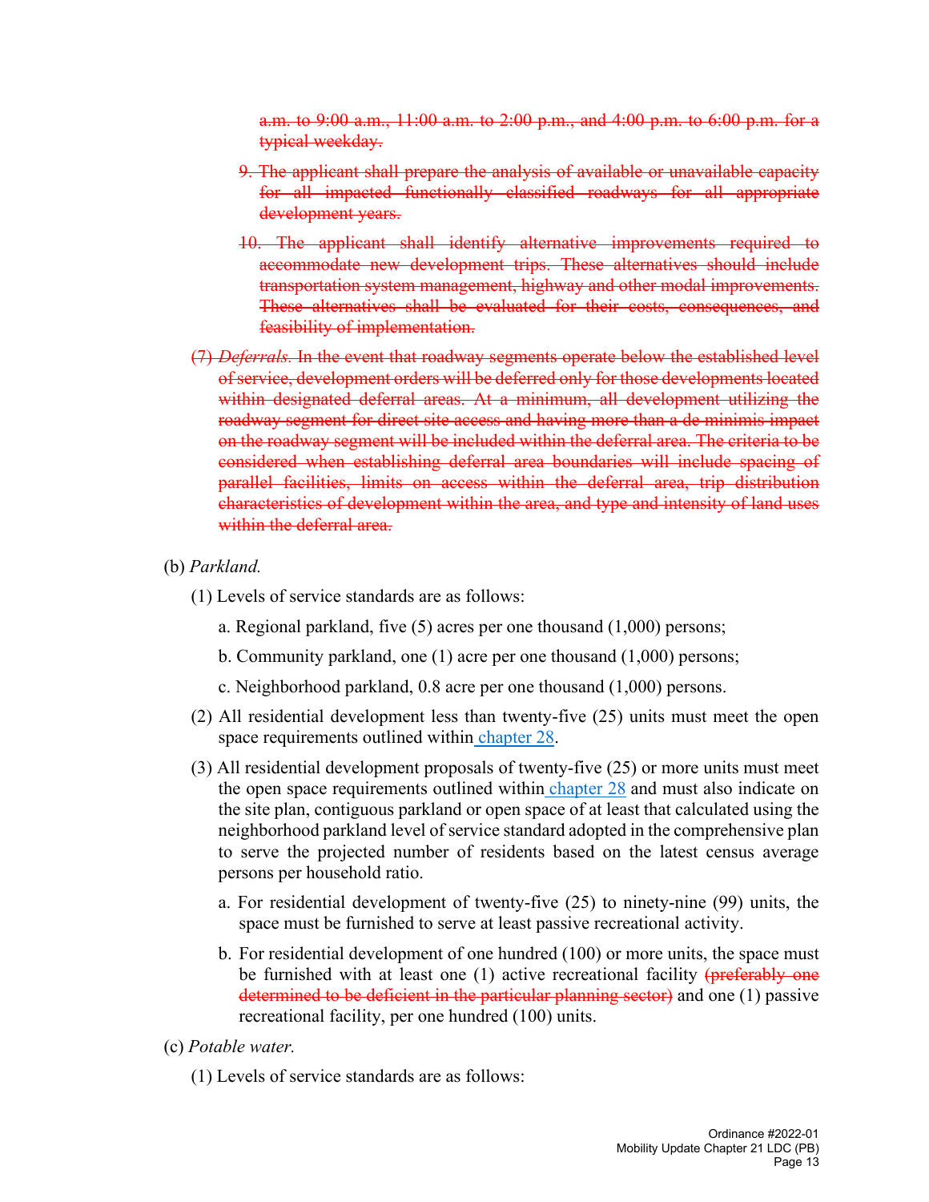~~a.m. to 9:00 a.m., 11:00 a.m. to 2:00 p.m., and 4:00 p.m. to 6:00 p.m. for a typical weekday.~~

~~9. The applicant shall prepare the analysis of available or unavailable capacity for all impacted functionally classified roadways for all appropriate development years.~~

~~10. The applicant shall identify alternative improvements required to accommodate new development trips. These alternatives should include transportation system management, highway and other modal improvements. These alternatives shall be evaluated for their costs, consequences, and feasibility of implementation.~~

~~(7) *Deferrals.* In the event that roadway segments operate below the established level of service, development orders will be deferred only for those developments located within designated deferral areas. At a minimum, all development utilizing the roadway segment for direct site access and having more than a de minimis impact on the roadway segment will be included within the deferral area. The criteria to be considered when establishing deferral area boundaries will include spacing of parallel facilities, limits on access within the deferral area, trip distribution characteristics of development within the area, and type and intensity of land uses within the deferral area.~~

(b) *Parkland.*

(1) Levels of service standards are as follows:

a. Regional parkland, five (5) acres per one thousand (1,000) persons;

b. Community parkland, one (1) acre per one thousand (1,000) persons;

c. Neighborhood parkland, 0.8 acre per one thousand (1,000) persons.

(2) All residential development less than twenty-five (25) units must meet the open space requirements outlined within chapter 28.

(3) All residential development proposals of twenty-five (25) or more units must meet the open space requirements outlined within chapter 28 and must also indicate on the site plan, contiguous parkland or open space of at least that calculated using the neighborhood parkland level of service standard adopted in the comprehensive plan to serve the projected number of residents based on the latest census average persons per household ratio.

a. For residential development of twenty-five (25) to ninety-nine (99) units, the space must be furnished to serve at least passive recreational activity.

b. For residential development of one hundred (100) or more units, the space must be furnished with at least one (1) active recreational facility ~~(preferably one determined to be deficient in the particular planning sector)~~ and one (1) passive recreational facility, per one hundred (100) units.

(c) *Potable water.*

(1) Levels of service standards are as follows: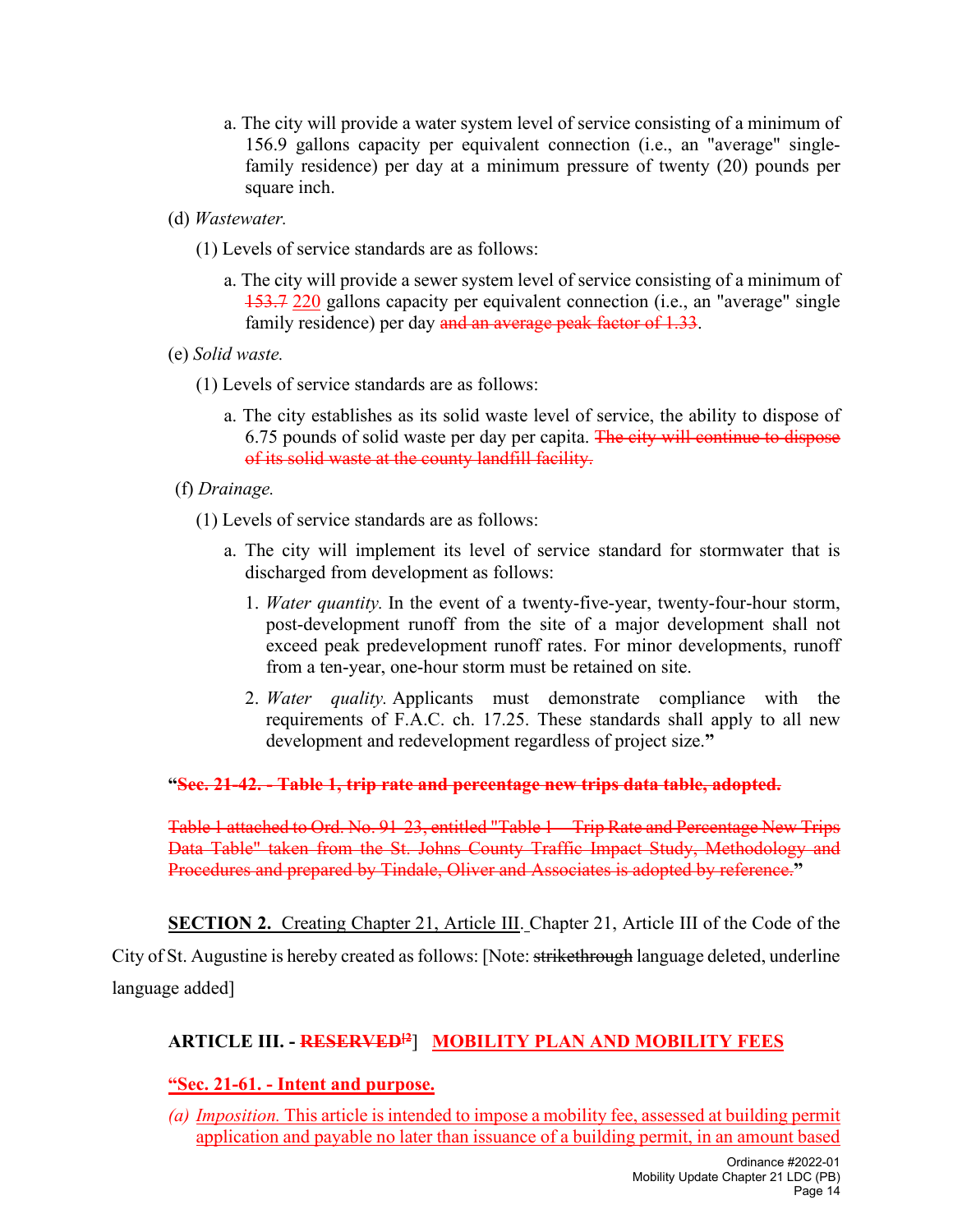a. The city will provide a water system level of service consisting of a minimum of 156.9 gallons capacity per equivalent connection (i.e., an "average" single-family residence) per day at a minimum pressure of twenty (20) pounds per square inch.

(d) *Wastewater.*

(1) Levels of service standards are as follows:

a. The city will provide a sewer system level of service consisting of a minimum of ~~153.7~~ <u>220</u> gallons capacity per equivalent connection (i.e., an "average" single family residence) per day ~~and an average peak factor of 1.33~~.

(e) *Solid waste.*

(1) Levels of service standards are as follows:

a. The city establishes as its solid waste level of service, the ability to dispose of 6.75 pounds of solid waste per day per capita. ~~The city will continue to dispose of its solid waste at the county landfill facility.~~

(f) *Drainage.*

(1) Levels of service standards are as follows:

a. The city will implement its level of service standard for stormwater that is discharged from development as follows:

1. *Water quantity.* In the event of a twenty-five-year, twenty-four-hour storm, post-development runoff from the site of a major development shall not exceed peak predevelopment runoff rates. For minor developments, runoff from a ten-year, one-hour storm must be retained on site.

2. *Water quality.* Applicants must demonstrate compliance with the requirements of F.A.C. ch. 17.25. These standards shall apply to all new development and redevelopment regardless of project size.**"**

**"~~Sec. 21-42. - Table 1, trip rate and percentage new trips data table, adopted.~~**

~~Table 1 attached to Ord. No. 91-23, entitled "Table 1 – Trip Rate and Percentage New Trips Data Table" taken from the St. Johns County Traffic Impact Study, Methodology and Procedures and prepared by Tindale, Oliver and Associates is adopted by reference.~~**"**

**<u>SECTION 2.</u>** <u>Creating Chapter 21, Article III.</u> Chapter 21, Article III of the Code of the City of St. Augustine is hereby created as follows: [Note: ~~strikethrough~~ language deleted, underline language added]

**ARTICLE III. - ~~RESERVED[2]~~] <u>MOBILITY PLAN AND MOBILITY FEES</u>**

**<u>"Sec. 21-61. - Intent and purpose.</u>**

<u>(a) *Imposition.* This article is intended to impose a mobility fee, assessed at building permit application and payable no later than issuance of a building permit, in an amount based</u>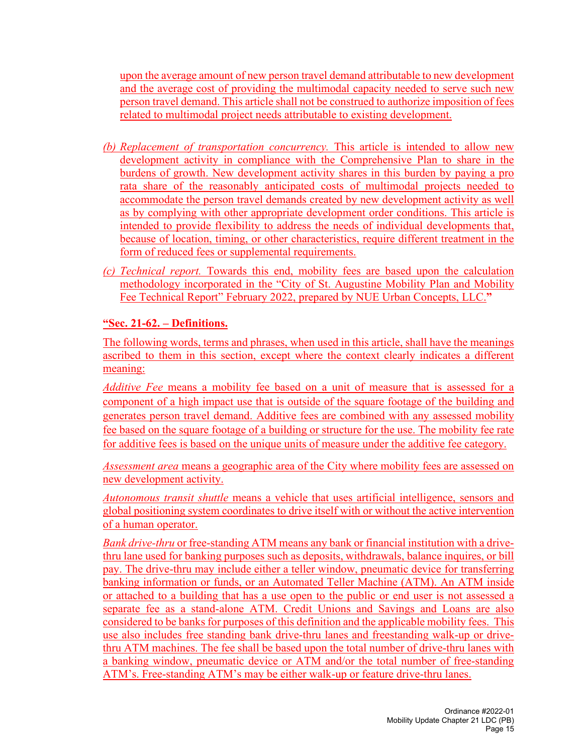upon the average amount of new person travel demand attributable to new development and the average cost of providing the multimodal capacity needed to serve such new person travel demand. This article shall not be construed to authorize imposition of fees related to multimodal project needs attributable to existing development.

(b) *Replacement of transportation concurrency.* This article is intended to allow new development activity in compliance with the Comprehensive Plan to share in the burdens of growth. New development activity shares in this burden by paying a pro rata share of the reasonably anticipated costs of multimodal projects needed to accommodate the person travel demands created by new development activity as well as by complying with other appropriate development order conditions. This article is intended to provide flexibility to address the needs of individual developments that, because of location, timing, or other characteristics, require different treatment in the form of reduced fees or supplemental requirements.

(c) *Technical report.* Towards this end, mobility fees are based upon the calculation methodology incorporated in the "City of St. Augustine Mobility Plan and Mobility Fee Technical Report" February 2022, prepared by NUE Urban Concepts, LLC."

**"Sec. 21-62. – Definitions.**

The following words, terms and phrases, when used in this article, shall have the meanings ascribed to them in this section, except where the context clearly indicates a different meaning:

*Additive Fee* means a mobility fee based on a unit of measure that is assessed for a component of a high impact use that is outside of the square footage of the building and generates person travel demand. Additive fees are combined with any assessed mobility fee based on the square footage of a building or structure for the use. The mobility fee rate for additive fees is based on the unique units of measure under the additive fee category.

*Assessment area* means a geographic area of the City where mobility fees are assessed on new development activity.

*Autonomous transit shuttle* means a vehicle that uses artificial intelligence, sensors and global positioning system coordinates to drive itself with or without the active intervention of a human operator.

*Bank drive-thru* or free-standing ATM means any bank or financial institution with a drive-thru lane used for banking purposes such as deposits, withdrawals, balance inquires, or bill pay. The drive-thru may include either a teller window, pneumatic device for transferring banking information or funds, or an Automated Teller Machine (ATM). An ATM inside or attached to a building that has a use open to the public or end user is not assessed a separate fee as a stand-alone ATM. Credit Unions and Savings and Loans are also considered to be banks for purposes of this definition and the applicable mobility fees. This use also includes free standing bank drive-thru lanes and freestanding walk-up or drive-thru ATM machines. The fee shall be based upon the total number of drive-thru lanes with a banking window, pneumatic device or ATM and/or the total number of free-standing ATM's. Free-standing ATM's may be either walk-up or feature drive-thru lanes.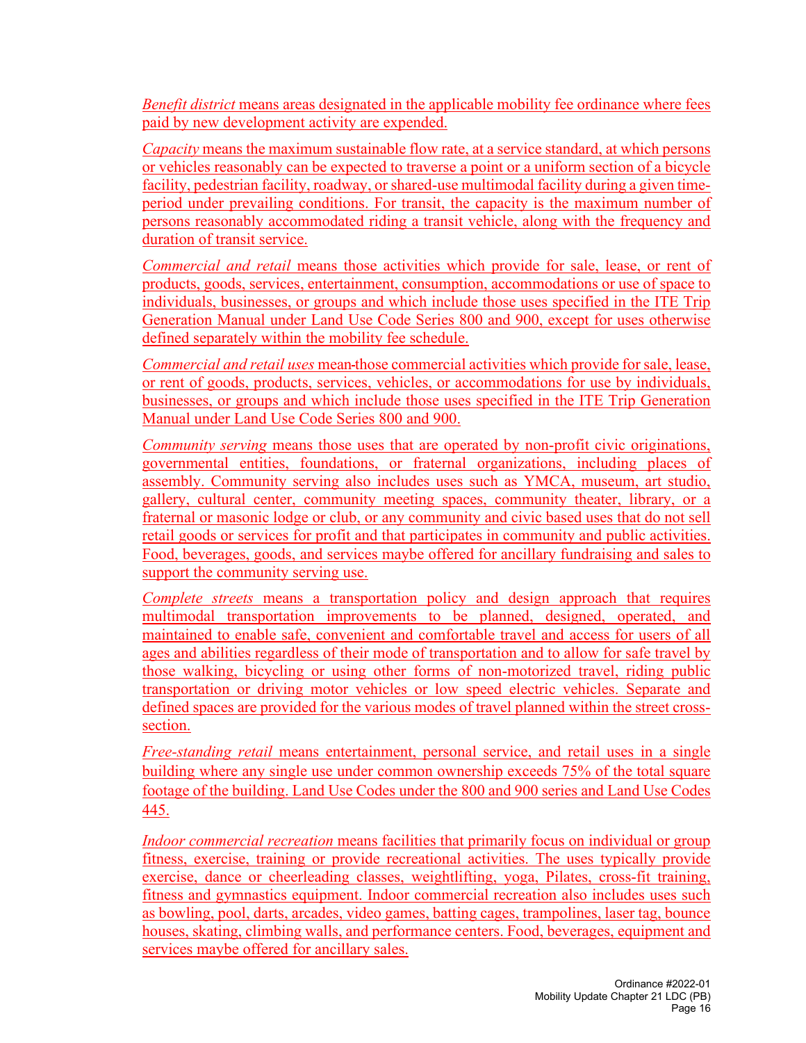*Benefit district* means areas designated in the applicable mobility fee ordinance where fees paid by new development activity are expended.

*Capacity* means the maximum sustainable flow rate, at a service standard, at which persons or vehicles reasonably can be expected to traverse a point or a uniform section of a bicycle facility, pedestrian facility, roadway, or shared-use multimodal facility during a given time-period under prevailing conditions. For transit, the capacity is the maximum number of persons reasonably accommodated riding a transit vehicle, along with the frequency and duration of transit service.

*Commercial and retail* means those activities which provide for sale, lease, or rent of products, goods, services, entertainment, consumption, accommodations or use of space to individuals, businesses, or groups and which include those uses specified in the ITE Trip Generation Manual under Land Use Code Series 800 and 900, except for uses otherwise defined separately within the mobility fee schedule.

*Commercial and retail uses* mean those commercial activities which provide for sale, lease, or rent of goods, products, services, vehicles, or accommodations for use by individuals, businesses, or groups and which include those uses specified in the ITE Trip Generation Manual under Land Use Code Series 800 and 900.

*Community serving* means those uses that are operated by non-profit civic originations, governmental entities, foundations, or fraternal organizations, including places of assembly. Community serving also includes uses such as YMCA, museum, art studio, gallery, cultural center, community meeting spaces, community theater, library, or a fraternal or masonic lodge or club, or any community and civic based uses that do not sell retail goods or services for profit and that participates in community and public activities. Food, beverages, goods, and services maybe offered for ancillary fundraising and sales to support the community serving use.

*Complete streets* means a transportation policy and design approach that requires multimodal transportation improvements to be planned, designed, operated, and maintained to enable safe, convenient and comfortable travel and access for users of all ages and abilities regardless of their mode of transportation and to allow for safe travel by those walking, bicycling or using other forms of non-motorized travel, riding public transportation or driving motor vehicles or low speed electric vehicles. Separate and defined spaces are provided for the various modes of travel planned within the street cross-section.

*Free-standing retail* means entertainment, personal service, and retail uses in a single building where any single use under common ownership exceeds 75% of the total square footage of the building. Land Use Codes under the 800 and 900 series and Land Use Codes 445.

*Indoor commercial recreation* means facilities that primarily focus on individual or group fitness, exercise, training or provide recreational activities. The uses typically provide exercise, dance or cheerleading classes, weightlifting, yoga, Pilates, cross-fit training, fitness and gymnastics equipment. Indoor commercial recreation also includes uses such as bowling, pool, darts, arcades, video games, batting cages, trampolines, laser tag, bounce houses, skating, climbing walls, and performance centers. Food, beverages, equipment and services maybe offered for ancillary sales.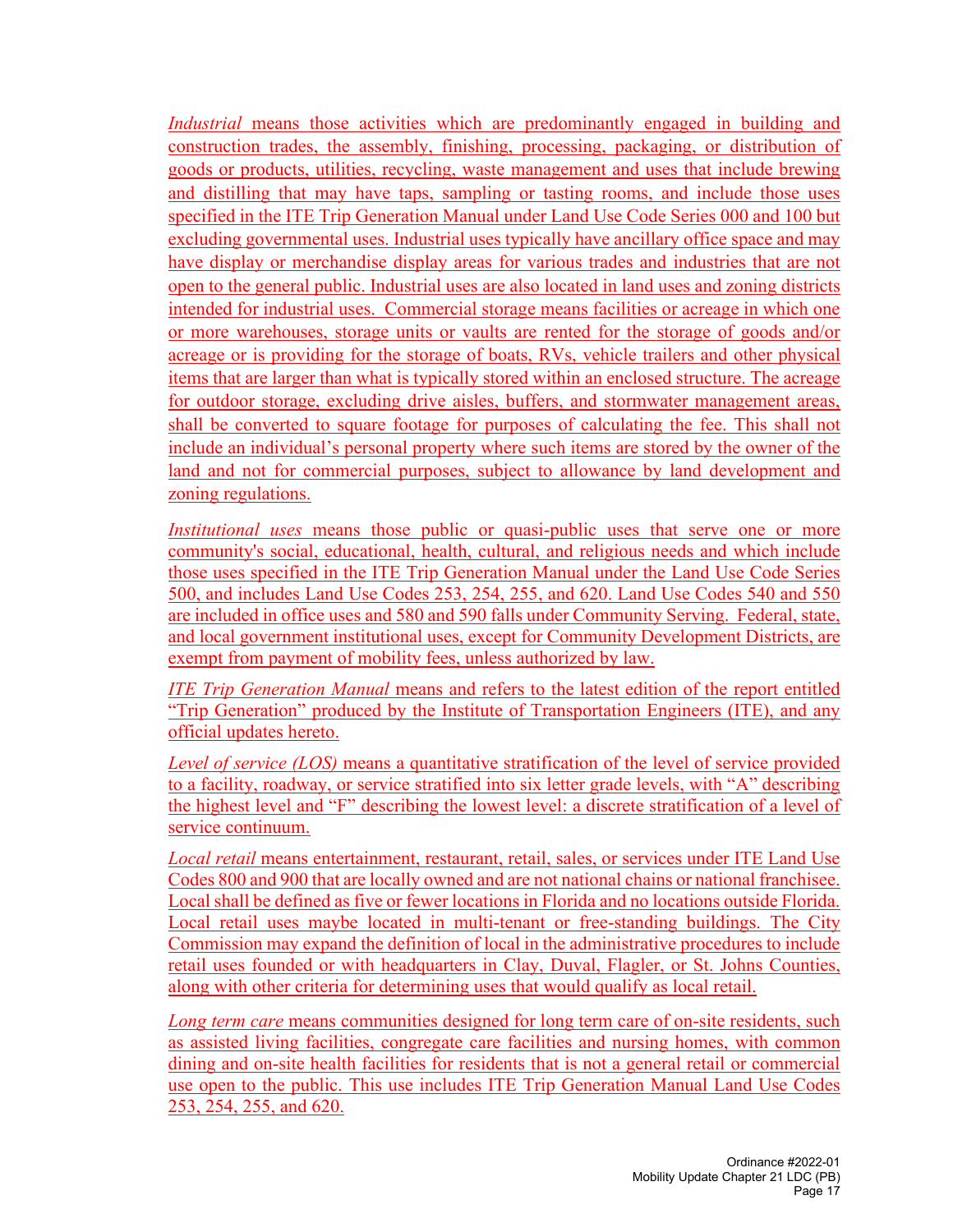*Industrial* means those activities which are predominantly engaged in building and construction trades, the assembly, finishing, processing, packaging, or distribution of goods or products, utilities, recycling, waste management and uses that include brewing and distilling that may have taps, sampling or tasting rooms, and include those uses specified in the ITE Trip Generation Manual under Land Use Code Series 000 and 100 but excluding governmental uses. Industrial uses typically have ancillary office space and may have display or merchandise display areas for various trades and industries that are not open to the general public. Industrial uses are also located in land uses and zoning districts intended for industrial uses. Commercial storage means facilities or acreage in which one or more warehouses, storage units or vaults are rented for the storage of goods and/or acreage or is providing for the storage of boats, RVs, vehicle trailers and other physical items that are larger than what is typically stored within an enclosed structure. The acreage for outdoor storage, excluding drive aisles, buffers, and stormwater management areas, shall be converted to square footage for purposes of calculating the fee. This shall not include an individual's personal property where such items are stored by the owner of the land and not for commercial purposes, subject to allowance by land development and zoning regulations.

*Institutional uses* means those public or quasi-public uses that serve one or more community's social, educational, health, cultural, and religious needs and which include those uses specified in the ITE Trip Generation Manual under the Land Use Code Series 500, and includes Land Use Codes 253, 254, 255, and 620. Land Use Codes 540 and 550 are included in office uses and 580 and 590 falls under Community Serving. Federal, state, and local government institutional uses, except for Community Development Districts, are exempt from payment of mobility fees, unless authorized by law.

*ITE Trip Generation Manual* means and refers to the latest edition of the report entitled "Trip Generation" produced by the Institute of Transportation Engineers (ITE), and any official updates hereto.

*Level of service (LOS)* means a quantitative stratification of the level of service provided to a facility, roadway, or service stratified into six letter grade levels, with "A" describing the highest level and "F" describing the lowest level: a discrete stratification of a level of service continuum.

*Local retail* means entertainment, restaurant, retail, sales, or services under ITE Land Use Codes 800 and 900 that are locally owned and are not national chains or national franchisee. Local shall be defined as five or fewer locations in Florida and no locations outside Florida. Local retail uses maybe located in multi-tenant or free-standing buildings. The City Commission may expand the definition of local in the administrative procedures to include retail uses founded or with headquarters in Clay, Duval, Flagler, or St. Johns Counties, along with other criteria for determining uses that would qualify as local retail.

*Long term care* means communities designed for long term care of on-site residents, such as assisted living facilities, congregate care facilities and nursing homes, with common dining and on-site health facilities for residents that is not a general retail or commercial use open to the public. This use includes ITE Trip Generation Manual Land Use Codes 253, 254, 255, and 620.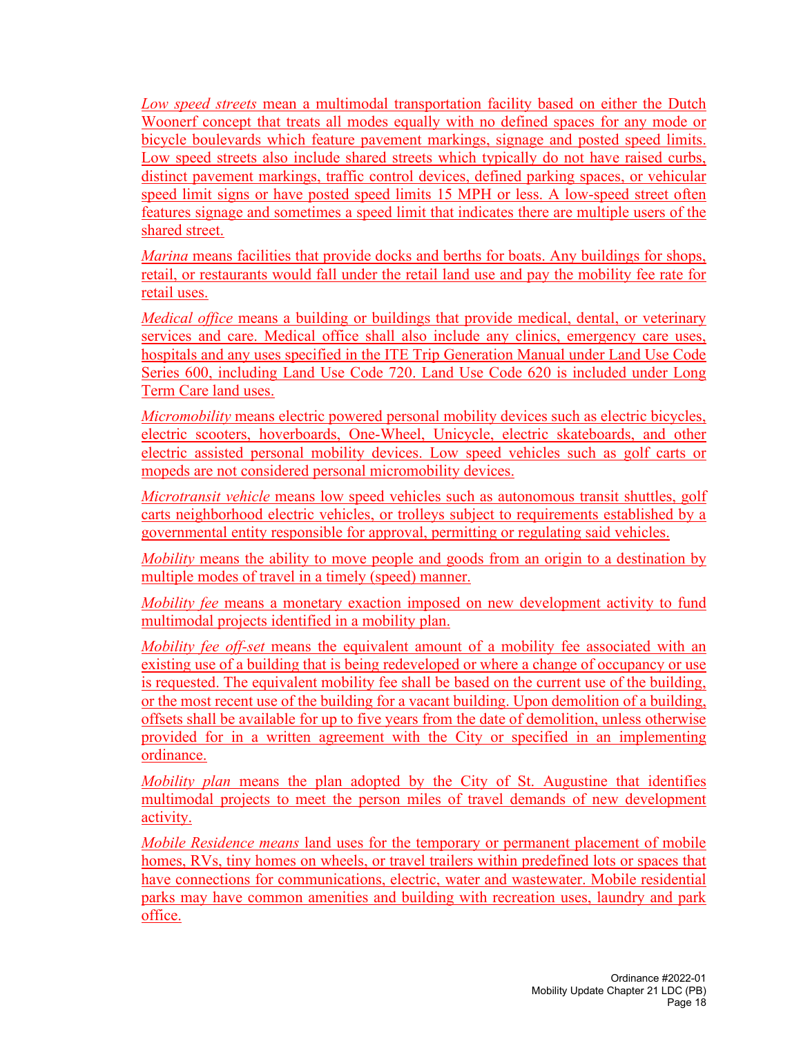*Low speed streets* mean a multimodal transportation facility based on either the Dutch Woonerf concept that treats all modes equally with no defined spaces for any mode or bicycle boulevards which feature pavement markings, signage and posted speed limits. Low speed streets also include shared streets which typically do not have raised curbs, distinct pavement markings, traffic control devices, defined parking spaces, or vehicular speed limit signs or have posted speed limits 15 MPH or less. A low-speed street often features signage and sometimes a speed limit that indicates there are multiple users of the shared street.

*Marina* means facilities that provide docks and berths for boats. Any buildings for shops, retail, or restaurants would fall under the retail land use and pay the mobility fee rate for retail uses.

*Medical office* means a building or buildings that provide medical, dental, or veterinary services and care. Medical office shall also include any clinics, emergency care uses, hospitals and any uses specified in the ITE Trip Generation Manual under Land Use Code Series 600, including Land Use Code 720. Land Use Code 620 is included under Long Term Care land uses.

*Micromobility* means electric powered personal mobility devices such as electric bicycles, electric scooters, hoverboards, One-Wheel, Unicycle, electric skateboards, and other electric assisted personal mobility devices. Low speed vehicles such as golf carts or mopeds are not considered personal micromobility devices.

*Microtransit vehicle* means low speed vehicles such as autonomous transit shuttles, golf carts neighborhood electric vehicles, or trolleys subject to requirements established by a governmental entity responsible for approval, permitting or regulating said vehicles.

*Mobility* means the ability to move people and goods from an origin to a destination by multiple modes of travel in a timely (speed) manner.

*Mobility fee* means a monetary exaction imposed on new development activity to fund multimodal projects identified in a mobility plan.

*Mobility fee off-set* means the equivalent amount of a mobility fee associated with an existing use of a building that is being redeveloped or where a change of occupancy or use is requested. The equivalent mobility fee shall be based on the current use of the building, or the most recent use of the building for a vacant building. Upon demolition of a building, offsets shall be available for up to five years from the date of demolition, unless otherwise provided for in a written agreement with the City or specified in an implementing ordinance.

*Mobility plan* means the plan adopted by the City of St. Augustine that identifies multimodal projects to meet the person miles of travel demands of new development activity.

*Mobile Residence means* land uses for the temporary or permanent placement of mobile homes, RVs, tiny homes on wheels, or travel trailers within predefined lots or spaces that have connections for communications, electric, water and wastewater. Mobile residential parks may have common amenities and building with recreation uses, laundry and park office.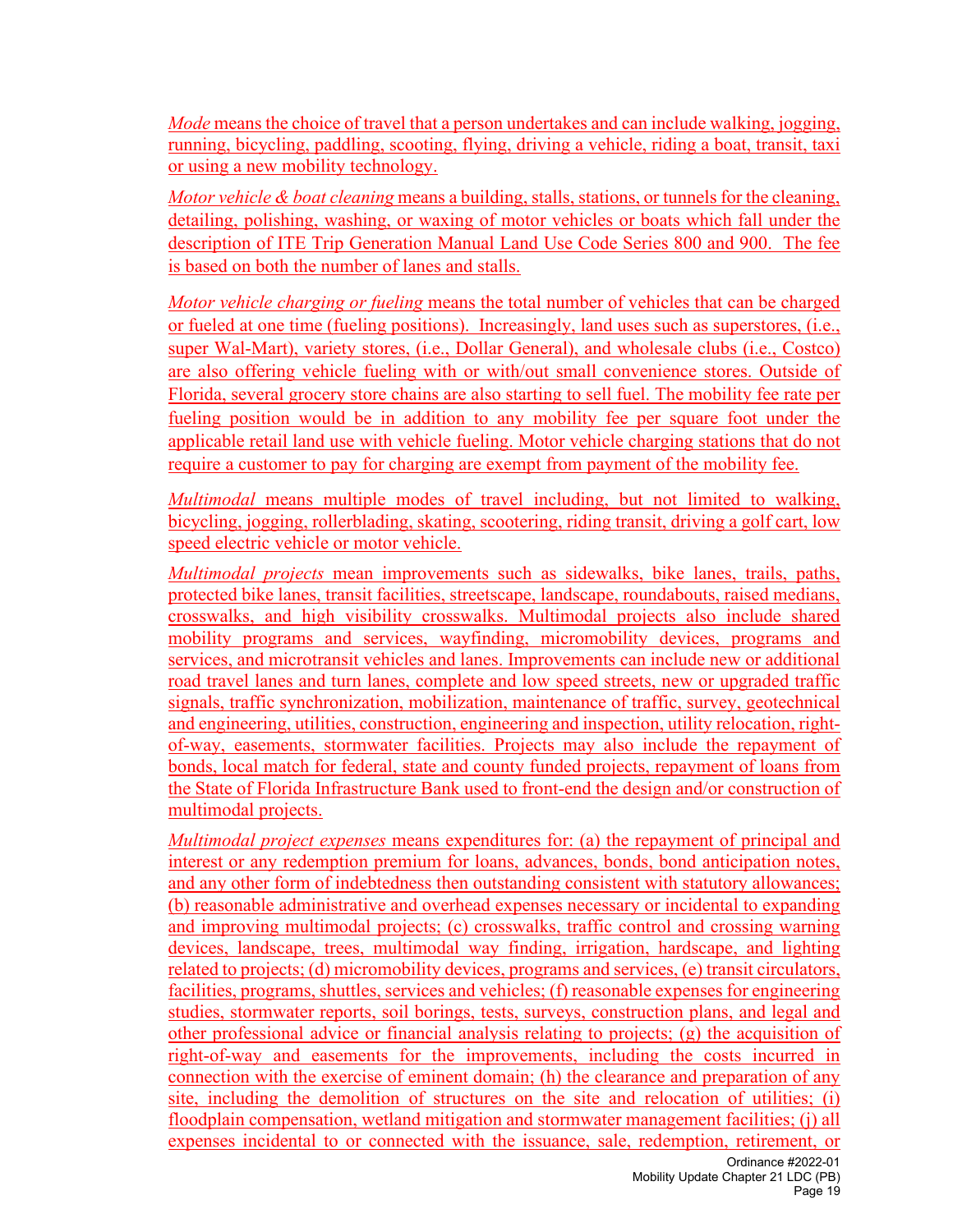*Mode* means the choice of travel that a person undertakes and can include walking, jogging, running, bicycling, paddling, scooting, flying, driving a vehicle, riding a boat, transit, taxi or using a new mobility technology.

*Motor vehicle & boat cleaning* means a building, stalls, stations, or tunnels for the cleaning, detailing, polishing, washing, or waxing of motor vehicles or boats which fall under the description of ITE Trip Generation Manual Land Use Code Series 800 and 900. The fee is based on both the number of lanes and stalls.

*Motor vehicle charging or fueling* means the total number of vehicles that can be charged or fueled at one time (fueling positions). Increasingly, land uses such as superstores, (i.e., super Wal-Mart), variety stores, (i.e., Dollar General), and wholesale clubs (i.e., Costco) are also offering vehicle fueling with or with/out small convenience stores. Outside of Florida, several grocery store chains are also starting to sell fuel. The mobility fee rate per fueling position would be in addition to any mobility fee per square foot under the applicable retail land use with vehicle fueling. Motor vehicle charging stations that do not require a customer to pay for charging are exempt from payment of the mobility fee.

*Multimodal* means multiple modes of travel including, but not limited to walking, bicycling, jogging, rollerblading, skating, scootering, riding transit, driving a golf cart, low speed electric vehicle or motor vehicle.

*Multimodal projects* mean improvements such as sidewalks, bike lanes, trails, paths, protected bike lanes, transit facilities, streetscape, landscape, roundabouts, raised medians, crosswalks, and high visibility crosswalks. Multimodal projects also include shared mobility programs and services, wayfinding, micromobility devices, programs and services, and microtransit vehicles and lanes. Improvements can include new or additional road travel lanes and turn lanes, complete and low speed streets, new or upgraded traffic signals, traffic synchronization, mobilization, maintenance of traffic, survey, geotechnical and engineering, utilities, construction, engineering and inspection, utility relocation, right-of-way, easements, stormwater facilities. Projects may also include the repayment of bonds, local match for federal, state and county funded projects, repayment of loans from the State of Florida Infrastructure Bank used to front-end the design and/or construction of multimodal projects.

*Multimodal project expenses* means expenditures for: (a) the repayment of principal and interest or any redemption premium for loans, advances, bonds, bond anticipation notes, and any other form of indebtedness then outstanding consistent with statutory allowances; (b) reasonable administrative and overhead expenses necessary or incidental to expanding and improving multimodal projects; (c) crosswalks, traffic control and crossing warning devices, landscape, trees, multimodal way finding, irrigation, hardscape, and lighting related to projects; (d) micromobility devices, programs and services, (e) transit circulators, facilities, programs, shuttles, services and vehicles; (f) reasonable expenses for engineering studies, stormwater reports, soil borings, tests, surveys, construction plans, and legal and other professional advice or financial analysis relating to projects; (g) the acquisition of right-of-way and easements for the improvements, including the costs incurred in connection with the exercise of eminent domain; (h) the clearance and preparation of any site, including the demolition of structures on the site and relocation of utilities; (i) floodplain compensation, wetland mitigation and stormwater management facilities; (j) all expenses incidental to or connected with the issuance, sale, redemption, retirement, or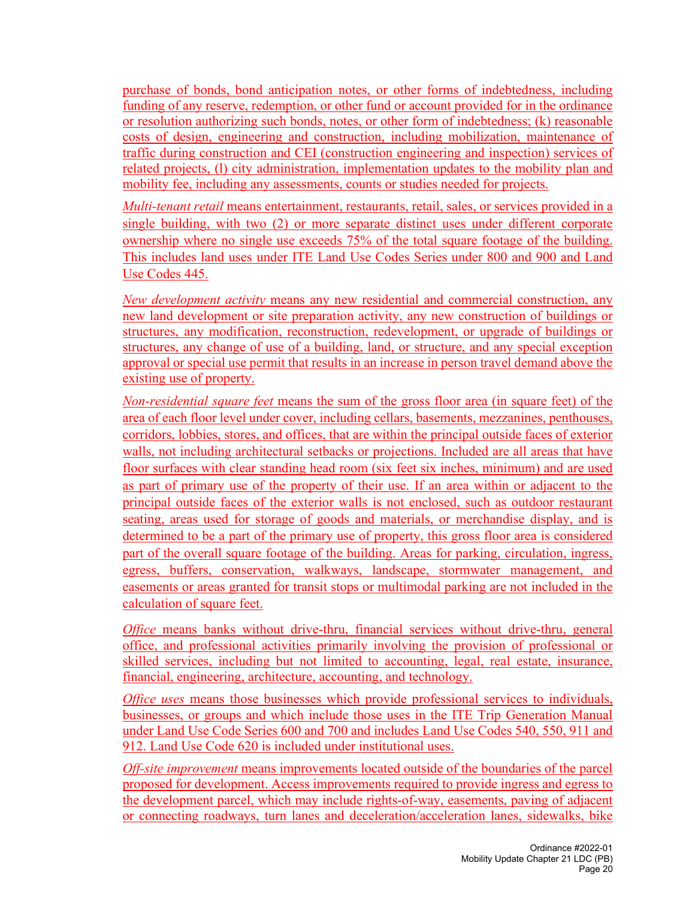purchase of bonds, bond anticipation notes, or other forms of indebtedness, including funding of any reserve, redemption, or other fund or account provided for in the ordinance or resolution authorizing such bonds, notes, or other form of indebtedness; (k) reasonable costs of design, engineering and construction, including mobilization, maintenance of traffic during construction and CEI (construction engineering and inspection) services of related projects, (l) city administration, implementation updates to the mobility plan and mobility fee, including any assessments, counts or studies needed for projects.

*Multi-tenant retail* means entertainment, restaurants, retail, sales, or services provided in a single building, with two (2) or more separate distinct uses under different corporate ownership where no single use exceeds 75% of the total square footage of the building. This includes land uses under ITE Land Use Codes Series under 800 and 900 and Land Use Codes 445.

*New development activity* means any new residential and commercial construction, any new land development or site preparation activity, any new construction of buildings or structures, any modification, reconstruction, redevelopment, or upgrade of buildings or structures, any change of use of a building, land, or structure, and any special exception approval or special use permit that results in an increase in person travel demand above the existing use of property.

*Non-residential square feet* means the sum of the gross floor area (in square feet) of the area of each floor level under cover, including cellars, basements, mezzanines, penthouses, corridors, lobbies, stores, and offices, that are within the principal outside faces of exterior walls, not including architectural setbacks or projections. Included are all areas that have floor surfaces with clear standing head room (six feet six inches, minimum) and are used as part of primary use of the property of their use. If an area within or adjacent to the principal outside faces of the exterior walls is not enclosed, such as outdoor restaurant seating, areas used for storage of goods and materials, or merchandise display, and is determined to be a part of the primary use of property, this gross floor area is considered part of the overall square footage of the building. Areas for parking, circulation, ingress, egress, buffers, conservation, walkways, landscape, stormwater management, and easements or areas granted for transit stops or multimodal parking are not included in the calculation of square feet.

*Office* means banks without drive-thru, financial services without drive-thru, general office, and professional activities primarily involving the provision of professional or skilled services, including but not limited to accounting, legal, real estate, insurance, financial, engineering, architecture, accounting, and technology.

*Office uses* means those businesses which provide professional services to individuals, businesses, or groups and which include those uses in the ITE Trip Generation Manual under Land Use Code Series 600 and 700 and includes Land Use Codes 540, 550, 911 and 912. Land Use Code 620 is included under institutional uses.

*Off-site improvement* means improvements located outside of the boundaries of the parcel proposed for development. Access improvements required to provide ingress and egress to the development parcel, which may include rights-of-way, easements, paving of adjacent or connecting roadways, turn lanes and deceleration/acceleration lanes, sidewalks, bike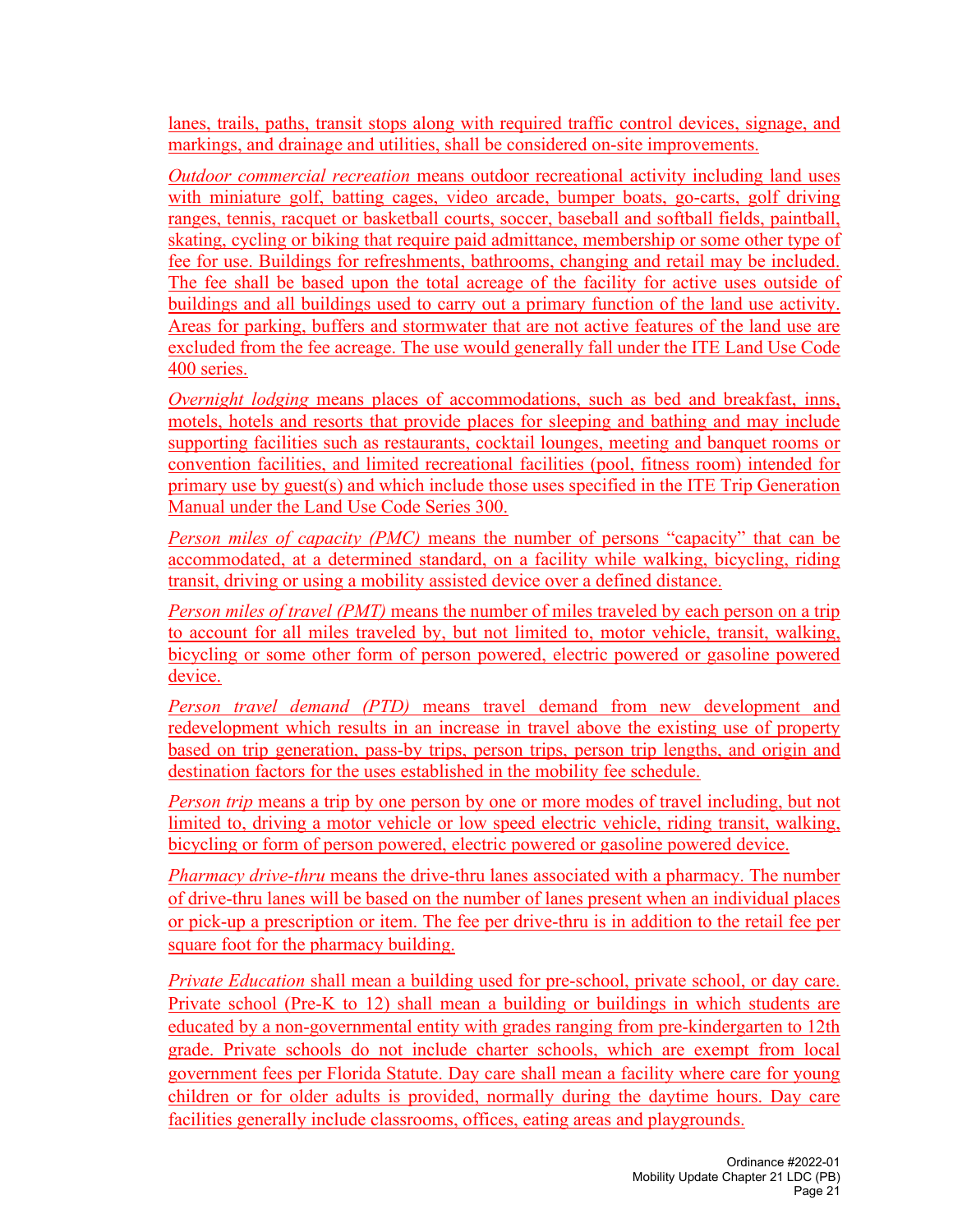lanes, trails, paths, transit stops along with required traffic control devices, signage, and markings, and drainage and utilities, shall be considered on-site improvements.

*Outdoor commercial recreation* means outdoor recreational activity including land uses with miniature golf, batting cages, video arcade, bumper boats, go-carts, golf driving ranges, tennis, racquet or basketball courts, soccer, baseball and softball fields, paintball, skating, cycling or biking that require paid admittance, membership or some other type of fee for use. Buildings for refreshments, bathrooms, changing and retail may be included. The fee shall be based upon the total acreage of the facility for active uses outside of buildings and all buildings used to carry out a primary function of the land use activity. Areas for parking, buffers and stormwater that are not active features of the land use are excluded from the fee acreage. The use would generally fall under the ITE Land Use Code 400 series.

*Overnight lodging* means places of accommodations, such as bed and breakfast, inns, motels, hotels and resorts that provide places for sleeping and bathing and may include supporting facilities such as restaurants, cocktail lounges, meeting and banquet rooms or convention facilities, and limited recreational facilities (pool, fitness room) intended for primary use by guest(s) and which include those uses specified in the ITE Trip Generation Manual under the Land Use Code Series 300.

*Person miles of capacity (PMC)* means the number of persons "capacity" that can be accommodated, at a determined standard, on a facility while walking, bicycling, riding transit, driving or using a mobility assisted device over a defined distance.

*Person miles of travel (PMT)* means the number of miles traveled by each person on a trip to account for all miles traveled by, but not limited to, motor vehicle, transit, walking, bicycling or some other form of person powered, electric powered or gasoline powered device.

*Person travel demand (PTD)* means travel demand from new development and redevelopment which results in an increase in travel above the existing use of property based on trip generation, pass-by trips, person trips, person trip lengths, and origin and destination factors for the uses established in the mobility fee schedule.

*Person trip* means a trip by one person by one or more modes of travel including, but not limited to, driving a motor vehicle or low speed electric vehicle, riding transit, walking, bicycling or form of person powered, electric powered or gasoline powered device.

*Pharmacy drive-thru* means the drive-thru lanes associated with a pharmacy. The number of drive-thru lanes will be based on the number of lanes present when an individual places or pick-up a prescription or item. The fee per drive-thru is in addition to the retail fee per square foot for the pharmacy building.

*Private Education* shall mean a building used for pre-school, private school, or day care. Private school (Pre-K to 12) shall mean a building or buildings in which students are educated by a non-governmental entity with grades ranging from pre-kindergarten to 12th grade. Private schools do not include charter schools, which are exempt from local government fees per Florida Statute. Day care shall mean a facility where care for young children or for older adults is provided, normally during the daytime hours. Day care facilities generally include classrooms, offices, eating areas and playgrounds.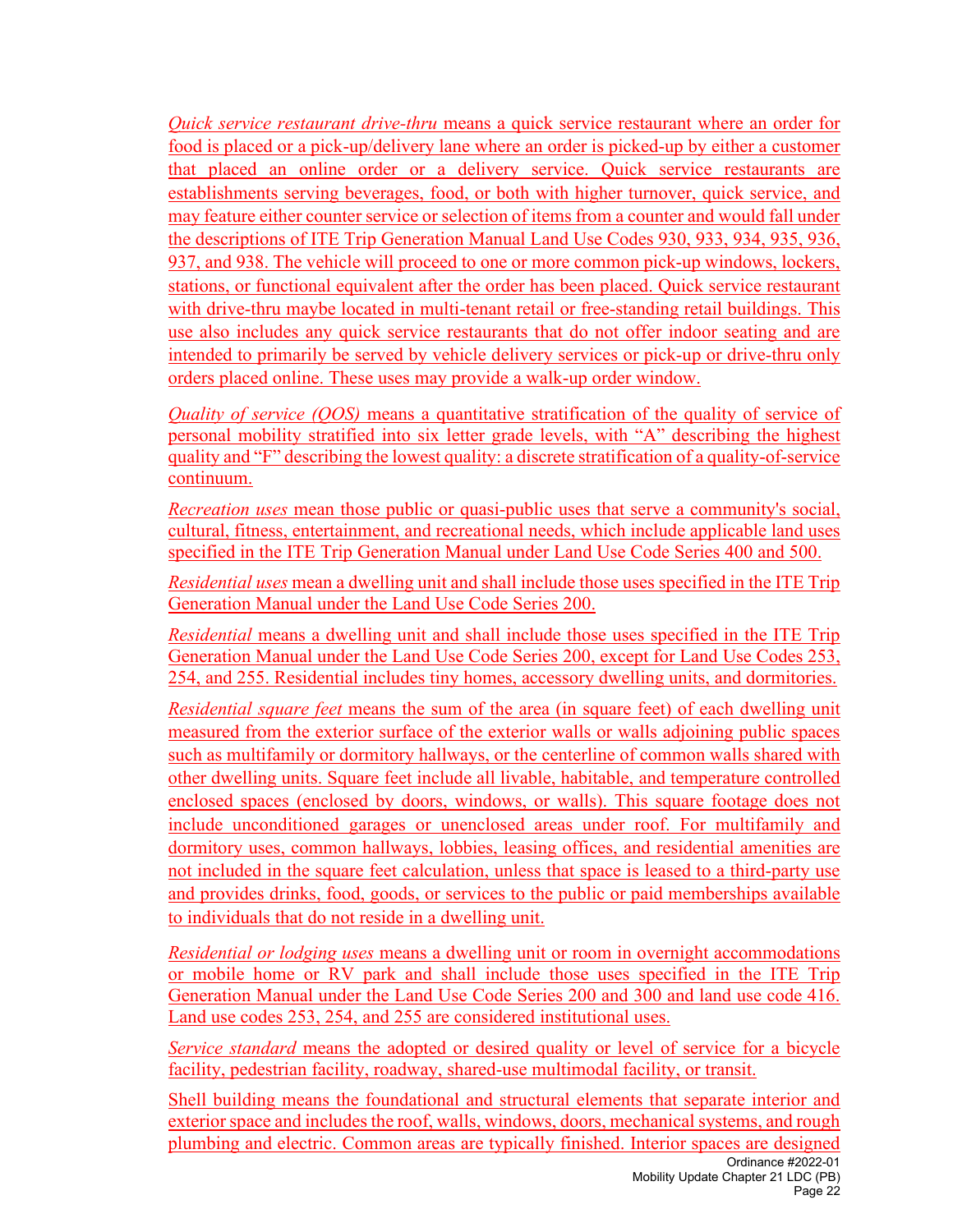*Quick service restaurant drive-thru* means a quick service restaurant where an order for food is placed or a pick-up/delivery lane where an order is picked-up by either a customer that placed an online order or a delivery service. Quick service restaurants are establishments serving beverages, food, or both with higher turnover, quick service, and may feature either counter service or selection of items from a counter and would fall under the descriptions of ITE Trip Generation Manual Land Use Codes 930, 933, 934, 935, 936, 937, and 938. The vehicle will proceed to one or more common pick-up windows, lockers, stations, or functional equivalent after the order has been placed. Quick service restaurant with drive-thru maybe located in multi-tenant retail or free-standing retail buildings. This use also includes any quick service restaurants that do not offer indoor seating and are intended to primarily be served by vehicle delivery services or pick-up or drive-thru only orders placed online. These uses may provide a walk-up order window.

*Quality of service (QOS)* means a quantitative stratification of the quality of service of personal mobility stratified into six letter grade levels, with “A” describing the highest quality and “F” describing the lowest quality: a discrete stratification of a quality-of-service continuum.

*Recreation uses* mean those public or quasi-public uses that serve a community's social, cultural, fitness, entertainment, and recreational needs, which include applicable land uses specified in the ITE Trip Generation Manual under Land Use Code Series 400 and 500.

*Residential uses* mean a dwelling unit and shall include those uses specified in the ITE Trip Generation Manual under the Land Use Code Series 200.

*Residential* means a dwelling unit and shall include those uses specified in the ITE Trip Generation Manual under the Land Use Code Series 200, except for Land Use Codes 253, 254, and 255. Residential includes tiny homes, accessory dwelling units, and dormitories.

*Residential square feet* means the sum of the area (in square feet) of each dwelling unit measured from the exterior surface of the exterior walls or walls adjoining public spaces such as multifamily or dormitory hallways, or the centerline of common walls shared with other dwelling units. Square feet include all livable, habitable, and temperature controlled enclosed spaces (enclosed by doors, windows, or walls). This square footage does not include unconditioned garages or unenclosed areas under roof. For multifamily and dormitory uses, common hallways, lobbies, leasing offices, and residential amenities are not included in the square feet calculation, unless that space is leased to a third-party use and provides drinks, food, goods, or services to the public or paid memberships available to individuals that do not reside in a dwelling unit.

*Residential or lodging uses* means a dwelling unit or room in overnight accommodations or mobile home or RV park and shall include those uses specified in the ITE Trip Generation Manual under the Land Use Code Series 200 and 300 and land use code 416. Land use codes 253, 254, and 255 are considered institutional uses.

*Service standard* means the adopted or desired quality or level of service for a bicycle facility, pedestrian facility, roadway, shared-use multimodal facility, or transit.

Shell building means the foundational and structural elements that separate interior and exterior space and includes the roof, walls, windows, doors, mechanical systems, and rough plumbing and electric. Common areas are typically finished. Interior spaces are designed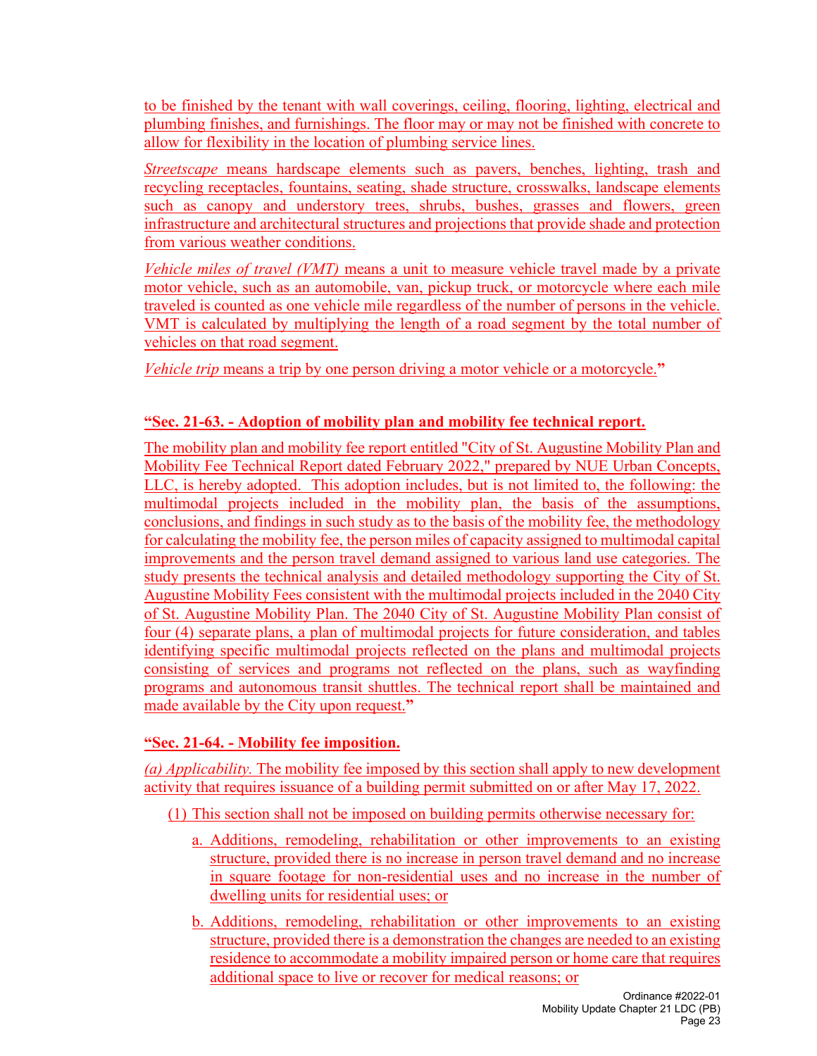to be finished by the tenant with wall coverings, ceiling, flooring, lighting, electrical and plumbing finishes, and furnishings. The floor may or may not be finished with concrete to allow for flexibility in the location of plumbing service lines.

*Streetscape* means hardscape elements such as pavers, benches, lighting, trash and recycling receptacles, fountains, seating, shade structure, crosswalks, landscape elements such as canopy and understory trees, shrubs, bushes, grasses and flowers, green infrastructure and architectural structures and projections that provide shade and protection from various weather conditions.

*Vehicle miles of travel (VMT)* means a unit to measure vehicle travel made by a private motor vehicle, such as an automobile, van, pickup truck, or motorcycle where each mile traveled is counted as one vehicle mile regardless of the number of persons in the vehicle. VMT is calculated by multiplying the length of a road segment by the total number of vehicles on that road segment.

*Vehicle trip* means a trip by one person driving a motor vehicle or a motorcycle.**"**

**"Sec. 21-63. - Adoption of mobility plan and mobility fee technical report.**

The mobility plan and mobility fee report entitled "City of St. Augustine Mobility Plan and Mobility Fee Technical Report dated February 2022," prepared by NUE Urban Concepts, LLC, is hereby adopted. This adoption includes, but is not limited to, the following: the multimodal projects included in the mobility plan, the basis of the assumptions, conclusions, and findings in such study as to the basis of the mobility fee, the methodology for calculating the mobility fee, the person miles of capacity assigned to multimodal capital improvements and the person travel demand assigned to various land use categories. The study presents the technical analysis and detailed methodology supporting the City of St. Augustine Mobility Fees consistent with the multimodal projects included in the 2040 City of St. Augustine Mobility Plan. The 2040 City of St. Augustine Mobility Plan consist of four (4) separate plans, a plan of multimodal projects for future consideration, and tables identifying specific multimodal projects reflected on the plans and multimodal projects consisting of services and programs not reflected on the plans, such as wayfinding programs and autonomous transit shuttles. The technical report shall be maintained and made available by the City upon request.**"**

**"Sec. 21-64. - Mobility fee imposition.**

*(a) Applicability.* The mobility fee imposed by this section shall apply to new development activity that requires issuance of a building permit submitted on or after May 17, 2022.

(1) This section shall not be imposed on building permits otherwise necessary for:

a. Additions, remodeling, rehabilitation or other improvements to an existing structure, provided there is no increase in person travel demand and no increase in square footage for non-residential uses and no increase in the number of dwelling units for residential uses; or

b. Additions, remodeling, rehabilitation or other improvements to an existing structure, provided there is a demonstration the changes are needed to an existing residence to accommodate a mobility impaired person or home care that requires additional space to live or recover for medical reasons; or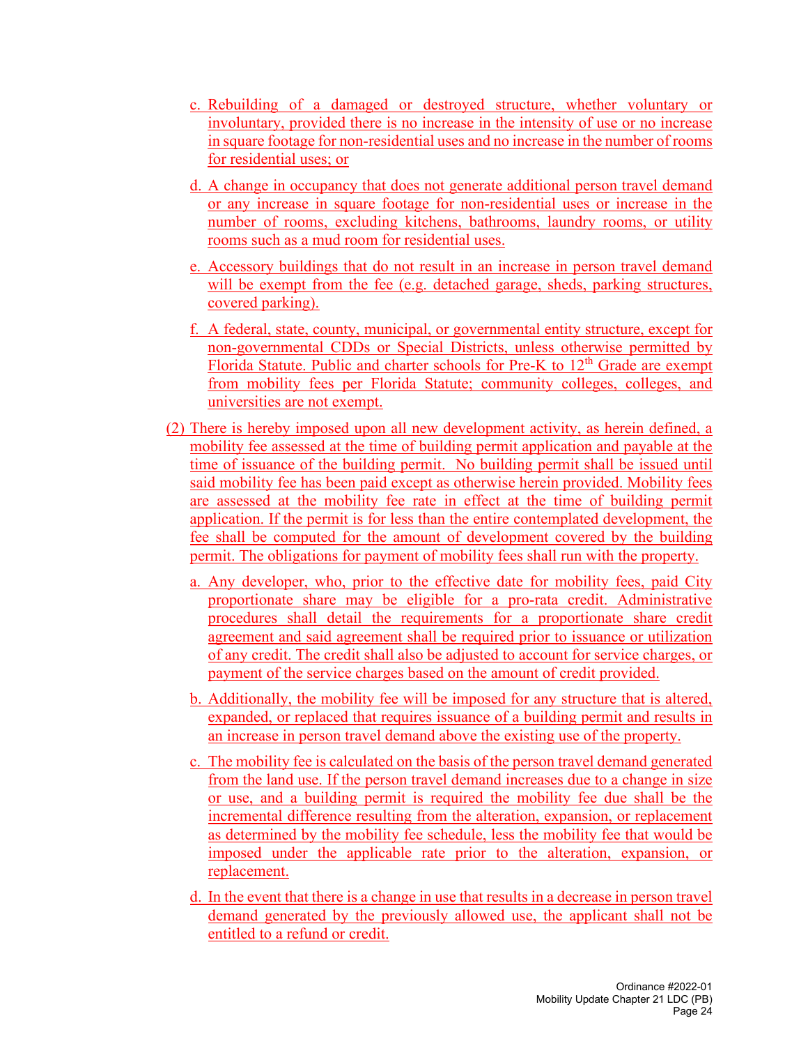c. Rebuilding of a damaged or destroyed structure, whether voluntary or involuntary, provided there is no increase in the intensity of use or no increase in square footage for non-residential uses and no increase in the number of rooms for residential uses; or

d. A change in occupancy that does not generate additional person travel demand or any increase in square footage for non-residential uses or increase in the number of rooms, excluding kitchens, bathrooms, laundry rooms, or utility rooms such as a mud room for residential uses.

e. Accessory buildings that do not result in an increase in person travel demand will be exempt from the fee (e.g. detached garage, sheds, parking structures, covered parking).

f. A federal, state, county, municipal, or governmental entity structure, except for non-governmental CDDs or Special Districts, unless otherwise permitted by Florida Statute. Public and charter schools for Pre-K to 12th Grade are exempt from mobility fees per Florida Statute; community colleges, colleges, and universities are not exempt.

(2) There is hereby imposed upon all new development activity, as herein defined, a mobility fee assessed at the time of building permit application and payable at the time of issuance of the building permit. No building permit shall be issued until said mobility fee has been paid except as otherwise herein provided. Mobility fees are assessed at the mobility fee rate in effect at the time of building permit application. If the permit is for less than the entire contemplated development, the fee shall be computed for the amount of development covered by the building permit. The obligations for payment of mobility fees shall run with the property.

a. Any developer, who, prior to the effective date for mobility fees, paid City proportionate share may be eligible for a pro-rata credit. Administrative procedures shall detail the requirements for a proportionate share credit agreement and said agreement shall be required prior to issuance or utilization of any credit. The credit shall also be adjusted to account for service charges, or payment of the service charges based on the amount of credit provided.

b. Additionally, the mobility fee will be imposed for any structure that is altered, expanded, or replaced that requires issuance of a building permit and results in an increase in person travel demand above the existing use of the property.

c. The mobility fee is calculated on the basis of the person travel demand generated from the land use. If the person travel demand increases due to a change in size or use, and a building permit is required the mobility fee due shall be the incremental difference resulting from the alteration, expansion, or replacement as determined by the mobility fee schedule, less the mobility fee that would be imposed under the applicable rate prior to the alteration, expansion, or replacement.

d. In the event that there is a change in use that results in a decrease in person travel demand generated by the previously allowed use, the applicant shall not be entitled to a refund or credit.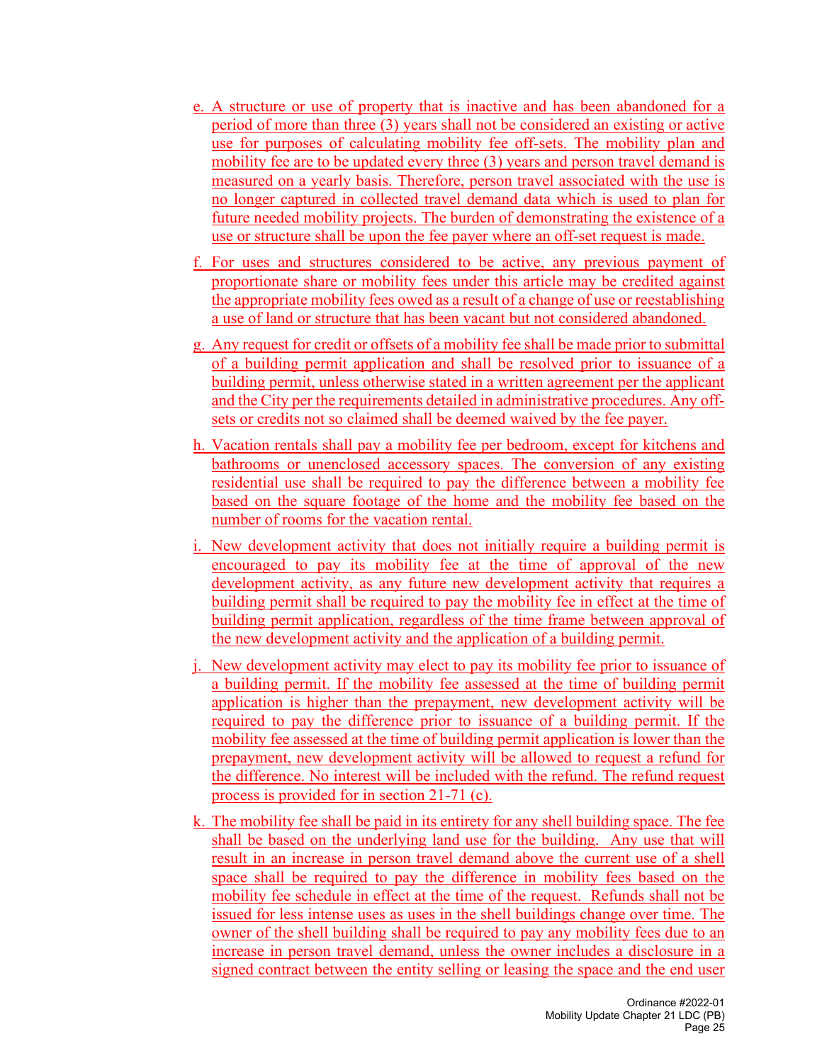e. A structure or use of property that is inactive and has been abandoned for a period of more than three (3) years shall not be considered an existing or active use for purposes of calculating mobility fee off-sets. The mobility plan and mobility fee are to be updated every three (3) years and person travel demand is measured on a yearly basis. Therefore, person travel associated with the use is no longer captured in collected travel demand data which is used to plan for future needed mobility projects. The burden of demonstrating the existence of a use or structure shall be upon the fee payer where an off-set request is made.

f. For uses and structures considered to be active, any previous payment of proportionate share or mobility fees under this article may be credited against the appropriate mobility fees owed as a result of a change of use or reestablishing a use of land or structure that has been vacant but not considered abandoned.

g. Any request for credit or offsets of a mobility fee shall be made prior to submittal of a building permit application and shall be resolved prior to issuance of a building permit, unless otherwise stated in a written agreement per the applicant and the City per the requirements detailed in administrative procedures. Any off-sets or credits not so claimed shall be deemed waived by the fee payer.

h. Vacation rentals shall pay a mobility fee per bedroom, except for kitchens and bathrooms or unenclosed accessory spaces. The conversion of any existing residential use shall be required to pay the difference between a mobility fee based on the square footage of the home and the mobility fee based on the number of rooms for the vacation rental.

i. New development activity that does not initially require a building permit is encouraged to pay its mobility fee at the time of approval of the new development activity, as any future new development activity that requires a building permit shall be required to pay the mobility fee in effect at the time of building permit application, regardless of the time frame between approval of the new development activity and the application of a building permit.

j. New development activity may elect to pay its mobility fee prior to issuance of a building permit. If the mobility fee assessed at the time of building permit application is higher than the prepayment, new development activity will be required to pay the difference prior to issuance of a building permit. If the mobility fee assessed at the time of building permit application is lower than the prepayment, new development activity will be allowed to request a refund for the difference. No interest will be included with the refund. The refund request process is provided for in section 21-71 (c).

k. The mobility fee shall be paid in its entirety for any shell building space. The fee shall be based on the underlying land use for the building. Any use that will result in an increase in person travel demand above the current use of a shell space shall be required to pay the difference in mobility fees based on the mobility fee schedule in effect at the time of the request. Refunds shall not be issued for less intense uses as uses in the shell buildings change over time. The owner of the shell building shall be required to pay any mobility fees due to an increase in person travel demand, unless the owner includes a disclosure in a signed contract between the entity selling or leasing the space and the end user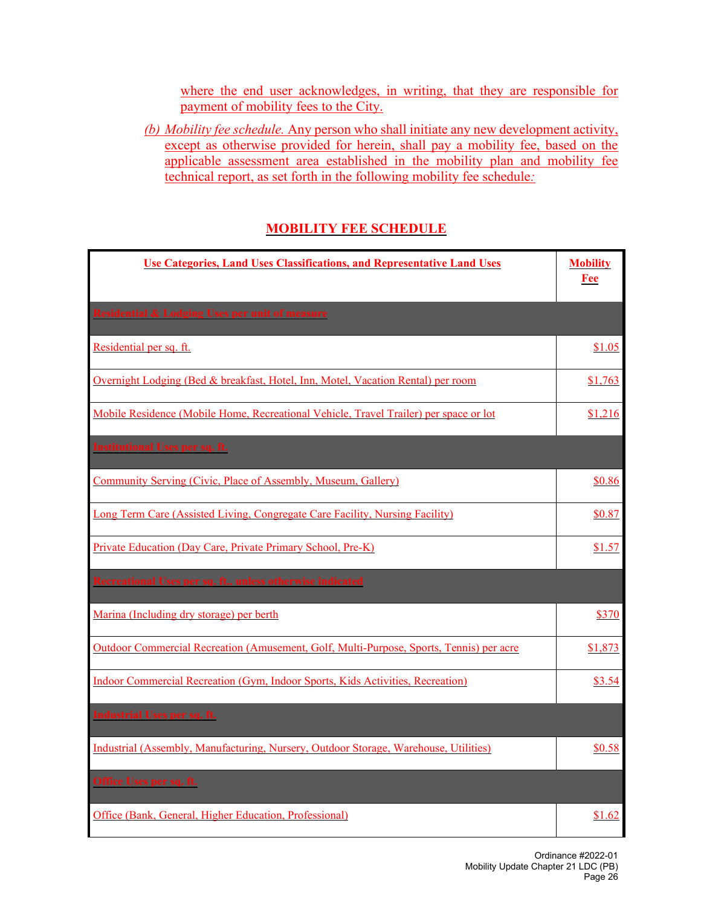where the end user acknowledges, in writing, that they are responsible for payment of mobility fees to the City.

(b) *Mobility fee schedule.* Any person who shall initiate any new development activity, except as otherwise provided for herein, shall pay a mobility fee, based on the applicable assessment area established in the mobility plan and mobility fee technical report, as set forth in the following mobility fee schedule*:*

## MOBILITY FEE SCHEDULE

| Use Categories, Land Uses Classifications, and Representative Land Uses | Mobility Fee |
|---|---|
| **Residential & Lodging Uses per unit of measure** | |
| Residential per sq. ft. | $1.05 |
| Overnight Lodging (Bed & breakfast, Hotel, Inn, Motel, Vacation Rental) per room | $1,763 |
| Mobile Residence (Mobile Home, Recreational Vehicle, Travel Trailer) per space or lot | $1,216 |
| **Institutional Uses per sq. ft.** | |
| Community Serving (Civic, Place of Assembly, Museum, Gallery) | $0.86 |
| Long Term Care (Assisted Living, Congregate Care Facility, Nursing Facility) | $0.87 |
| Private Education (Day Care, Private Primary School, Pre-K) | $1.57 |
| **Recreational Uses per sq. ft., unless otherwise indicated** | |
| Marina (Including dry storage) per berth | $370 |
| Outdoor Commercial Recreation (Amusement, Golf, Multi-Purpose, Sports, Tennis) per acre | $1,873 |
| Indoor Commercial Recreation (Gym, Indoor Sports, Kids Activities, Recreation) | $3.54 |
| **Industrial Uses per sq. ft.** | |
| Industrial (Assembly, Manufacturing, Nursery, Outdoor Storage, Warehouse, Utilities) | $0.58 |
| **Office Uses per sq. ft.** | |
| Office (Bank, General, Higher Education, Professional) | $1.62 |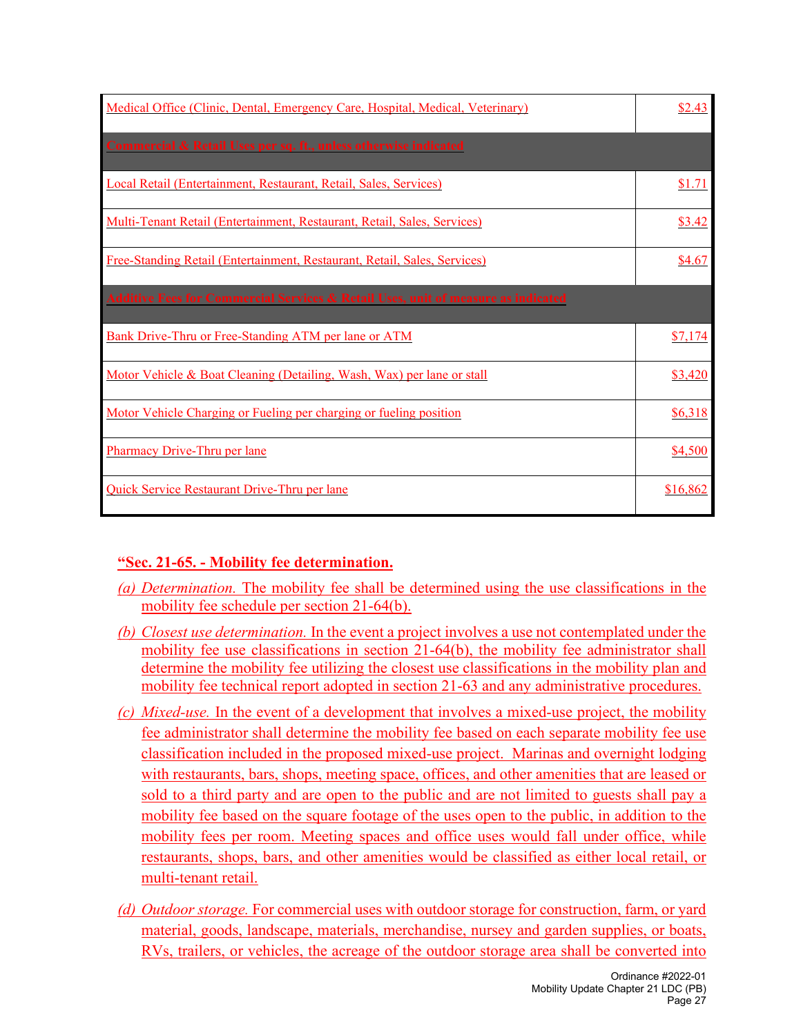| | |
|---|---|
| Medical Office (Clinic, Dental, Emergency Care, Hospital, Medical, Veterinary) | $2.43 |
| **Commercial & Retail Uses per sq. ft., unless otherwise indicated** | |
| Local Retail (Entertainment, Restaurant, Retail, Sales, Services) | $1.71 |
| Multi-Tenant Retail (Entertainment, Restaurant, Retail, Sales, Services) | $3.42 |
| Free-Standing Retail (Entertainment, Restaurant, Retail, Sales, Services) | $4.67 |
| **Additive Fees for Commercial Services & Retail Uses, unit of measure as indicated** | |
| Bank Drive-Thru or Free-Standing ATM per lane or ATM | $7,174 |
| Motor Vehicle & Boat Cleaning (Detailing, Wash, Wax) per lane or stall | $3,420 |
| Motor Vehicle Charging or Fueling per charging or fueling position | $6,318 |
| Pharmacy Drive-Thru per lane | $4,500 |
| Quick Service Restaurant Drive-Thru per lane | $16,862 |

**"Sec. 21-65. - Mobility fee determination.**

*(a) Determination.* The mobility fee shall be determined using the use classifications in the mobility fee schedule per section 21-64(b).

*(b) Closest use determination.* In the event a project involves a use not contemplated under the mobility fee use classifications in section 21-64(b), the mobility fee administrator shall determine the mobility fee utilizing the closest use classifications in the mobility plan and mobility fee technical report adopted in section 21-63 and any administrative procedures.

*(c) Mixed-use.* In the event of a development that involves a mixed-use project, the mobility fee administrator shall determine the mobility fee based on each separate mobility fee use classification included in the proposed mixed-use project. Marinas and overnight lodging with restaurants, bars, shops, meeting space, offices, and other amenities that are leased or sold to a third party and are open to the public and are not limited to guests shall pay a mobility fee based on the square footage of the uses open to the public, in addition to the mobility fees per room. Meeting spaces and office uses would fall under office, while restaurants, shops, bars, and other amenities would be classified as either local retail, or multi-tenant retail.

*(d) Outdoor storage.* For commercial uses with outdoor storage for construction, farm, or yard material, goods, landscape, materials, merchandise, nursey and garden supplies, or boats, RVs, trailers, or vehicles, the acreage of the outdoor storage area shall be converted into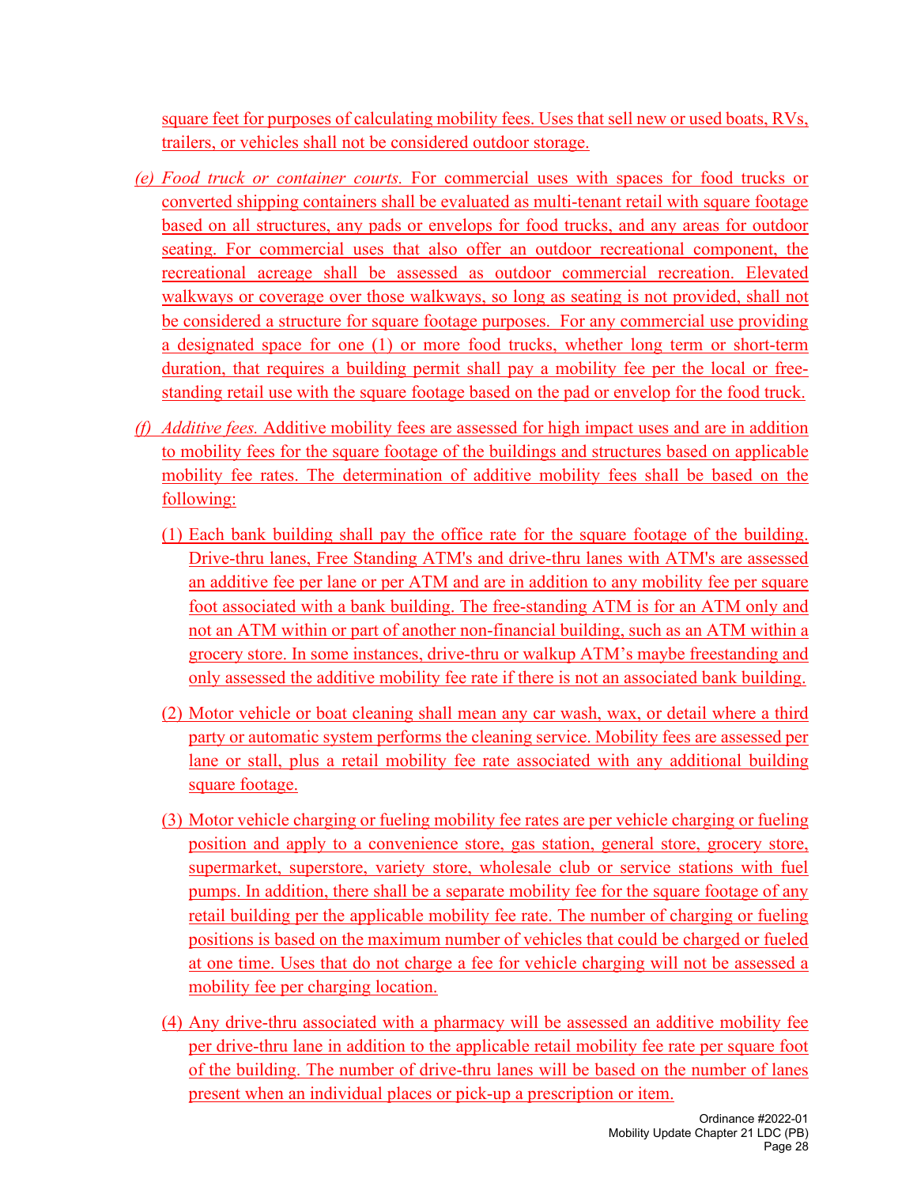square feet for purposes of calculating mobility fees. Uses that sell new or used boats, RVs, trailers, or vehicles shall not be considered outdoor storage.

(e) *Food truck or container courts.* For commercial uses with spaces for food trucks or converted shipping containers shall be evaluated as multi-tenant retail with square footage based on all structures, any pads or envelops for food trucks, and any areas for outdoor seating. For commercial uses that also offer an outdoor recreational component, the recreational acreage shall be assessed as outdoor commercial recreation. Elevated walkways or coverage over those walkways, so long as seating is not provided, shall not be considered a structure for square footage purposes. For any commercial use providing a designated space for one (1) or more food trucks, whether long term or short-term duration, that requires a building permit shall pay a mobility fee per the local or free-standing retail use with the square footage based on the pad or envelop for the food truck.

(f) *Additive fees.* Additive mobility fees are assessed for high impact uses and are in addition to mobility fees for the square footage of the buildings and structures based on applicable mobility fee rates. The determination of additive mobility fees shall be based on the following:

(1) Each bank building shall pay the office rate for the square footage of the building. Drive-thru lanes, Free Standing ATM's and drive-thru lanes with ATM's are assessed an additive fee per lane or per ATM and are in addition to any mobility fee per square foot associated with a bank building. The free-standing ATM is for an ATM only and not an ATM within or part of another non-financial building, such as an ATM within a grocery store. In some instances, drive-thru or walkup ATM's maybe freestanding and only assessed the additive mobility fee rate if there is not an associated bank building.

(2) Motor vehicle or boat cleaning shall mean any car wash, wax, or detail where a third party or automatic system performs the cleaning service. Mobility fees are assessed per lane or stall, plus a retail mobility fee rate associated with any additional building square footage.

(3) Motor vehicle charging or fueling mobility fee rates are per vehicle charging or fueling position and apply to a convenience store, gas station, general store, grocery store, supermarket, superstore, variety store, wholesale club or service stations with fuel pumps. In addition, there shall be a separate mobility fee for the square footage of any retail building per the applicable mobility fee rate. The number of charging or fueling positions is based on the maximum number of vehicles that could be charged or fueled at one time. Uses that do not charge a fee for vehicle charging will not be assessed a mobility fee per charging location.

(4) Any drive-thru associated with a pharmacy will be assessed an additive mobility fee per drive-thru lane in addition to the applicable retail mobility fee rate per square foot of the building. The number of drive-thru lanes will be based on the number of lanes present when an individual places or pick-up a prescription or item.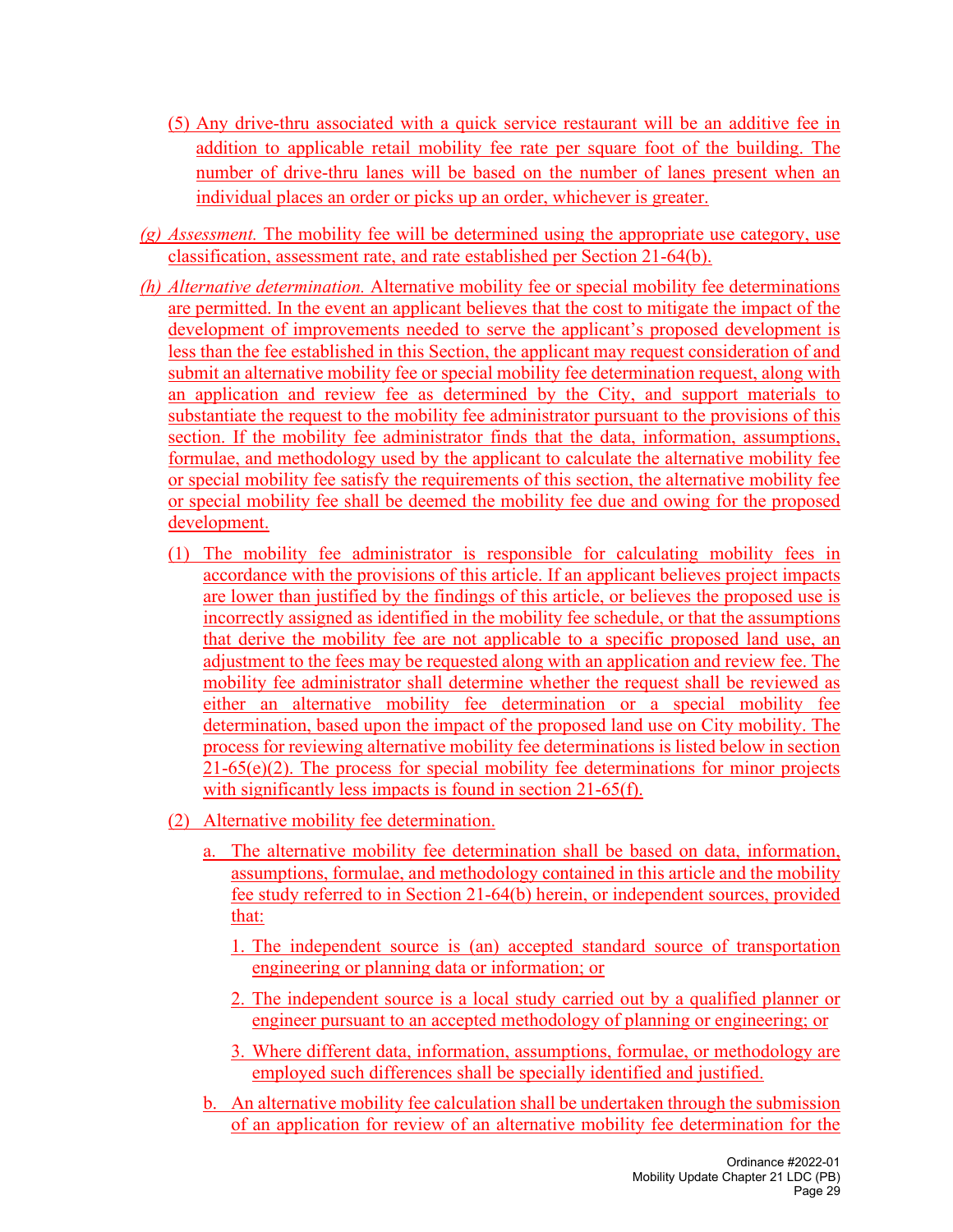(5) Any drive-thru associated with a quick service restaurant will be an additive fee in addition to applicable retail mobility fee rate per square foot of the building. The number of drive-thru lanes will be based on the number of lanes present when an individual places an order or picks up an order, whichever is greater.

(g) *Assessment.* The mobility fee will be determined using the appropriate use category, use classification, assessment rate, and rate established per Section 21-64(b).

(h) *Alternative determination.* Alternative mobility fee or special mobility fee determinations are permitted. In the event an applicant believes that the cost to mitigate the impact of the development of improvements needed to serve the applicant's proposed development is less than the fee established in this Section, the applicant may request consideration of and submit an alternative mobility fee or special mobility fee determination request, along with an application and review fee as determined by the City, and support materials to substantiate the request to the mobility fee administrator pursuant to the provisions of this section. If the mobility fee administrator finds that the data, information, assumptions, formulae, and methodology used by the applicant to calculate the alternative mobility fee or special mobility fee satisfy the requirements of this section, the alternative mobility fee or special mobility fee shall be deemed the mobility fee due and owing for the proposed development.

(1) The mobility fee administrator is responsible for calculating mobility fees in accordance with the provisions of this article. If an applicant believes project impacts are lower than justified by the findings of this article, or believes the proposed use is incorrectly assigned as identified in the mobility fee schedule, or that the assumptions that derive the mobility fee are not applicable to a specific proposed land use, an adjustment to the fees may be requested along with an application and review fee. The mobility fee administrator shall determine whether the request shall be reviewed as either an alternative mobility fee determination or a special mobility fee determination, based upon the impact of the proposed land use on City mobility. The process for reviewing alternative mobility fee determinations is listed below in section 21-65(e)(2). The process for special mobility fee determinations for minor projects with significantly less impacts is found in section 21-65(f).

(2) Alternative mobility fee determination.

a. The alternative mobility fee determination shall be based on data, information, assumptions, formulae, and methodology contained in this article and the mobility fee study referred to in Section 21-64(b) herein, or independent sources, provided that:

1. The independent source is (an) accepted standard source of transportation engineering or planning data or information; or

2. The independent source is a local study carried out by a qualified planner or engineer pursuant to an accepted methodology of planning or engineering; or

3. Where different data, information, assumptions, formulae, or methodology are employed such differences shall be specially identified and justified.

b. An alternative mobility fee calculation shall be undertaken through the submission of an application for review of an alternative mobility fee determination for the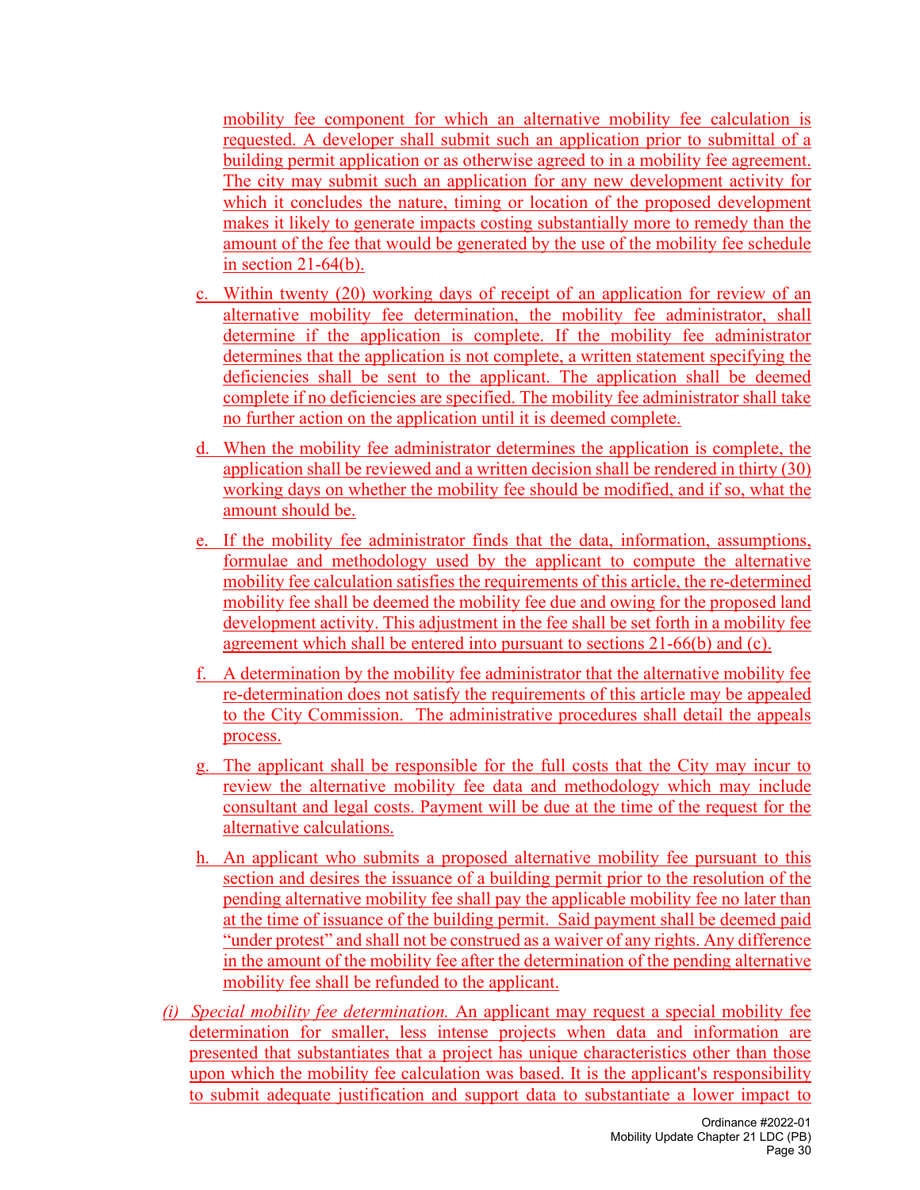mobility fee component for which an alternative mobility fee calculation is requested. A developer shall submit such an application prior to submittal of a building permit application or as otherwise agreed to in a mobility fee agreement. The city may submit such an application for any new development activity for which it concludes the nature, timing or location of the proposed development makes it likely to generate impacts costing substantially more to remedy than the amount of the fee that would be generated by the use of the mobility fee schedule in section 21-64(b).

c. Within twenty (20) working days of receipt of an application for review of an alternative mobility fee determination, the mobility fee administrator, shall determine if the application is complete. If the mobility fee administrator determines that the application is not complete, a written statement specifying the deficiencies shall be sent to the applicant. The application shall be deemed complete if no deficiencies are specified. The mobility fee administrator shall take no further action on the application until it is deemed complete.

d. When the mobility fee administrator determines the application is complete, the application shall be reviewed and a written decision shall be rendered in thirty (30) working days on whether the mobility fee should be modified, and if so, what the amount should be.

e. If the mobility fee administrator finds that the data, information, assumptions, formulae and methodology used by the applicant to compute the alternative mobility fee calculation satisfies the requirements of this article, the re-determined mobility fee shall be deemed the mobility fee due and owing for the proposed land development activity. This adjustment in the fee shall be set forth in a mobility fee agreement which shall be entered into pursuant to sections 21-66(b) and (c).

f. A determination by the mobility fee administrator that the alternative mobility fee re-determination does not satisfy the requirements of this article may be appealed to the City Commission. The administrative procedures shall detail the appeals process.

g. The applicant shall be responsible for the full costs that the City may incur to review the alternative mobility fee data and methodology which may include consultant and legal costs. Payment will be due at the time of the request for the alternative calculations.

h. An applicant who submits a proposed alternative mobility fee pursuant to this section and desires the issuance of a building permit prior to the resolution of the pending alternative mobility fee shall pay the applicable mobility fee no later than at the time of issuance of the building permit. Said payment shall be deemed paid "under protest" and shall not be construed as a waiver of any rights. Any difference in the amount of the mobility fee after the determination of the pending alternative mobility fee shall be refunded to the applicant.

(i) *Special mobility fee determination.* An applicant may request a special mobility fee determination for smaller, less intense projects when data and information are presented that substantiates that a project has unique characteristics other than those upon which the mobility fee calculation was based. It is the applicant's responsibility to submit adequate justification and support data to substantiate a lower impact to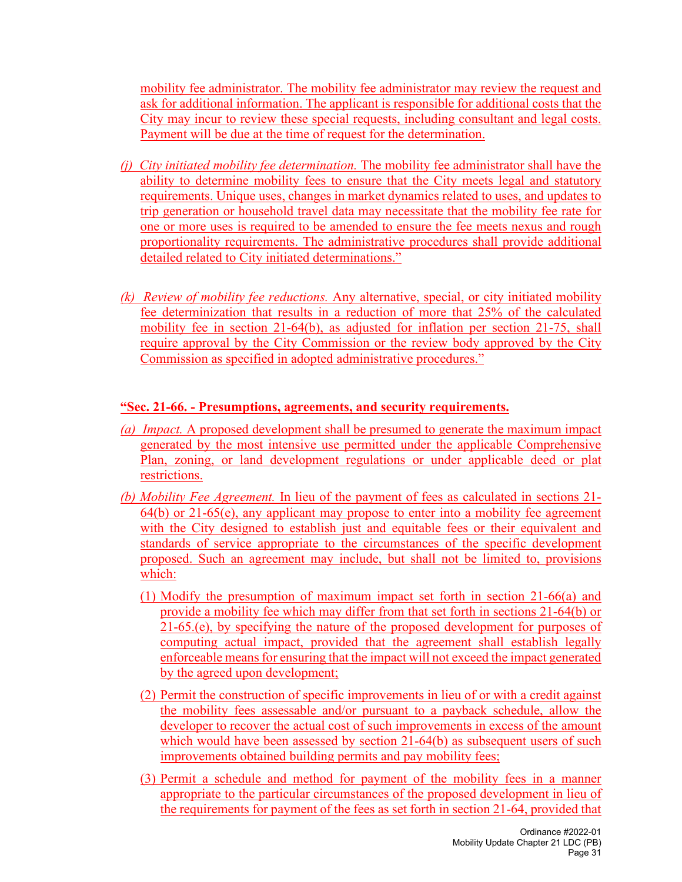mobility fee administrator. The mobility fee administrator may review the request and ask for additional information. The applicant is responsible for additional costs that the City may incur to review these special requests, including consultant and legal costs. Payment will be due at the time of request for the determination.

*(j) City initiated mobility fee determination.* The mobility fee administrator shall have the ability to determine mobility fees to ensure that the City meets legal and statutory requirements. Unique uses, changes in market dynamics related to uses, and updates to trip generation or household travel data may necessitate that the mobility fee rate for one or more uses is required to be amended to ensure the fee meets nexus and rough proportionality requirements. The administrative procedures shall provide additional detailed related to City initiated determinations."

*(k) Review of mobility fee reductions.* Any alternative, special, or city initiated mobility fee determinization that results in a reduction of more that 25% of the calculated mobility fee in section 21-64(b), as adjusted for inflation per section 21-75, shall require approval by the City Commission or the review body approved by the City Commission as specified in adopted administrative procedures."

**"Sec. 21-66. - Presumptions, agreements, and security requirements.**

*(a) Impact.* A proposed development shall be presumed to generate the maximum impact generated by the most intensive use permitted under the applicable Comprehensive Plan, zoning, or land development regulations or under applicable deed or plat restrictions.

*(b) Mobility Fee Agreement.* In lieu of the payment of fees as calculated in sections 21-64(b) or 21-65(e), any applicant may propose to enter into a mobility fee agreement with the City designed to establish just and equitable fees or their equivalent and standards of service appropriate to the circumstances of the specific development proposed. Such an agreement may include, but shall not be limited to, provisions which:

(1) Modify the presumption of maximum impact set forth in section 21-66(a) and provide a mobility fee which may differ from that set forth in sections 21-64(b) or 21-65.(e), by specifying the nature of the proposed development for purposes of computing actual impact, provided that the agreement shall establish legally enforceable means for ensuring that the impact will not exceed the impact generated by the agreed upon development;

(2) Permit the construction of specific improvements in lieu of or with a credit against the mobility fees assessable and/or pursuant to a payback schedule, allow the developer to recover the actual cost of such improvements in excess of the amount which would have been assessed by section 21-64(b) as subsequent users of such improvements obtained building permits and pay mobility fees;

(3) Permit a schedule and method for payment of the mobility fees in a manner appropriate to the particular circumstances of the proposed development in lieu of the requirements for payment of the fees as set forth in section 21-64, provided that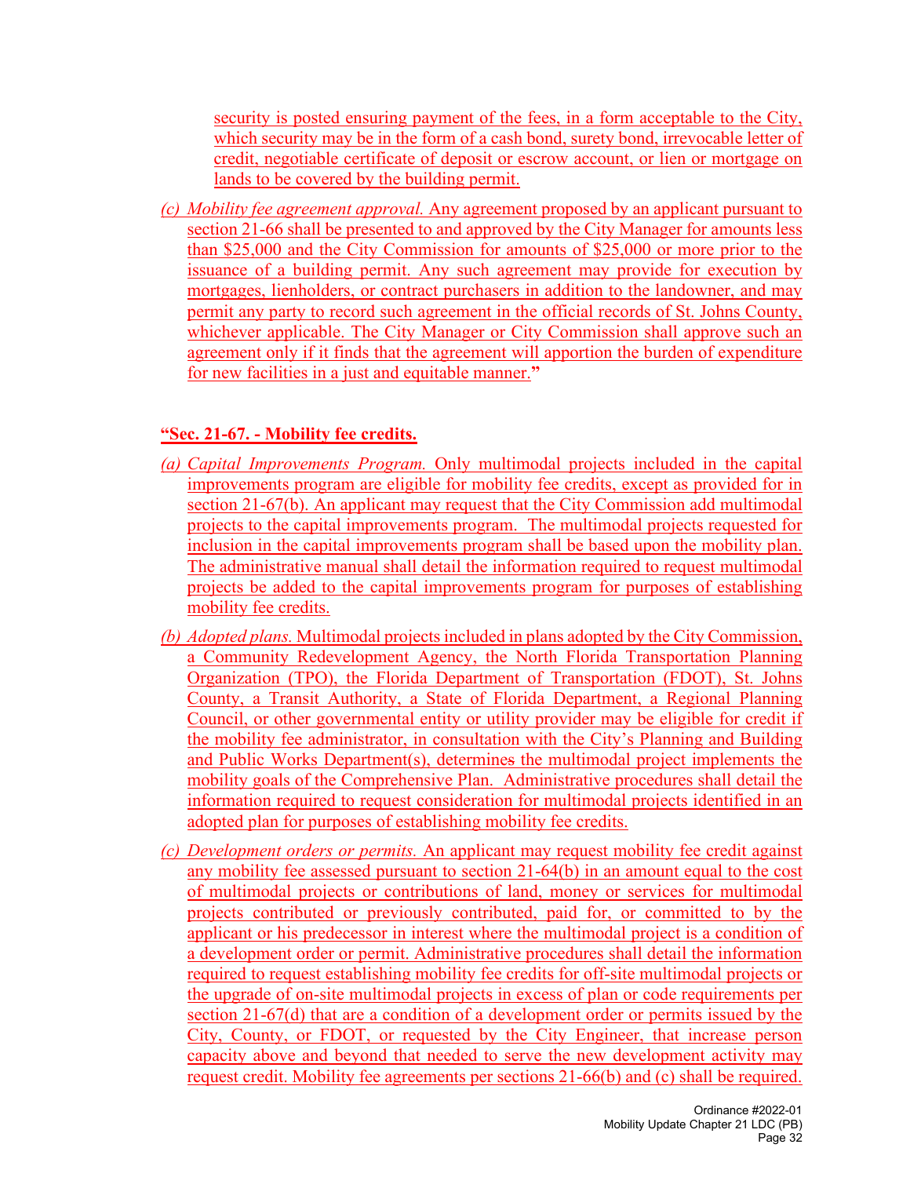security is posted ensuring payment of the fees, in a form acceptable to the City, which security may be in the form of a cash bond, surety bond, irrevocable letter of credit, negotiable certificate of deposit or escrow account, or lien or mortgage on lands to be covered by the building permit.

*(c) Mobility fee agreement approval.* Any agreement proposed by an applicant pursuant to section 21-66 shall be presented to and approved by the City Manager for amounts less than $25,000 and the City Commission for amounts of $25,000 or more prior to the issuance of a building permit. Any such agreement may provide for execution by mortgages, lienholders, or contract purchasers in addition to the landowner, and may permit any party to record such agreement in the official records of St. Johns County, whichever applicable. The City Manager or City Commission shall approve such an agreement only if it finds that the agreement will apportion the burden of expenditure for new facilities in a just and equitable manner."

**"Sec. 21-67. - Mobility fee credits.**

*(a) Capital Improvements Program.* Only multimodal projects included in the capital improvements program are eligible for mobility fee credits, except as provided for in section 21-67(b). An applicant may request that the City Commission add multimodal projects to the capital improvements program. The multimodal projects requested for inclusion in the capital improvements program shall be based upon the mobility plan. The administrative manual shall detail the information required to request multimodal projects be added to the capital improvements program for purposes of establishing mobility fee credits.

*(b) Adopted plans.* Multimodal projects included in plans adopted by the City Commission, a Community Redevelopment Agency, the North Florida Transportation Planning Organization (TPO), the Florida Department of Transportation (FDOT), St. Johns County, a Transit Authority, a State of Florida Department, a Regional Planning Council, or other governmental entity or utility provider may be eligible for credit if the mobility fee administrator, in consultation with the City's Planning and Building and Public Works Department(s), determines the multimodal project implements the mobility goals of the Comprehensive Plan. Administrative procedures shall detail the information required to request consideration for multimodal projects identified in an adopted plan for purposes of establishing mobility fee credits.

*(c) Development orders or permits.* An applicant may request mobility fee credit against any mobility fee assessed pursuant to section 21-64(b) in an amount equal to the cost of multimodal projects or contributions of land, money or services for multimodal projects contributed or previously contributed, paid for, or committed to by the applicant or his predecessor in interest where the multimodal project is a condition of a development order or permit. Administrative procedures shall detail the information required to request establishing mobility fee credits for off-site multimodal projects or the upgrade of on-site multimodal projects in excess of plan or code requirements per section 21-67(d) that are a condition of a development order or permits issued by the City, County, or FDOT, or requested by the City Engineer, that increase person capacity above and beyond that needed to serve the new development activity may request credit. Mobility fee agreements per sections 21-66(b) and (c) shall be required.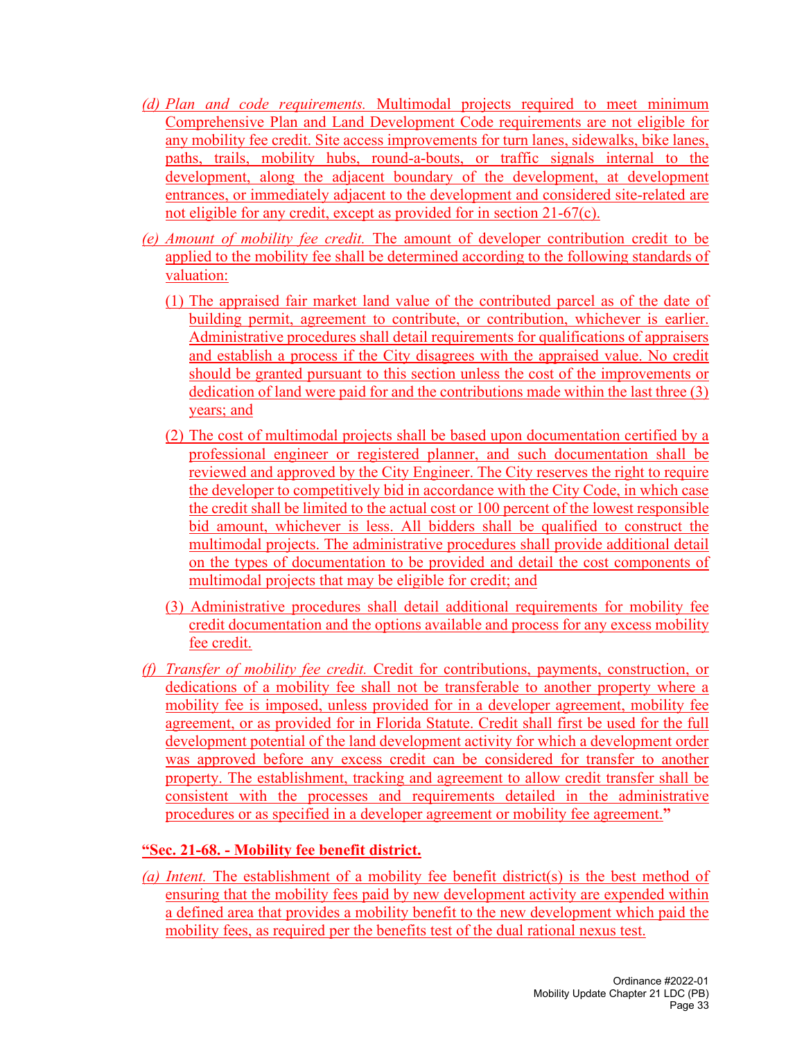*(d) Plan and code requirements.* Multimodal projects required to meet minimum Comprehensive Plan and Land Development Code requirements are not eligible for any mobility fee credit. Site access improvements for turn lanes, sidewalks, bike lanes, paths, trails, mobility hubs, round-a-bouts, or traffic signals internal to the development, along the adjacent boundary of the development, at development entrances, or immediately adjacent to the development and considered site-related are not eligible for any credit, except as provided for in section 21-67(c).

*(e) Amount of mobility fee credit.* The amount of developer contribution credit to be applied to the mobility fee shall be determined according to the following standards of valuation:

(1) The appraised fair market land value of the contributed parcel as of the date of building permit, agreement to contribute, or contribution, whichever is earlier. Administrative procedures shall detail requirements for qualifications of appraisers and establish a process if the City disagrees with the appraised value. No credit should be granted pursuant to this section unless the cost of the improvements or dedication of land were paid for and the contributions made within the last three (3) years; and

(2) The cost of multimodal projects shall be based upon documentation certified by a professional engineer or registered planner, and such documentation shall be reviewed and approved by the City Engineer. The City reserves the right to require the developer to competitively bid in accordance with the City Code, in which case the credit shall be limited to the actual cost or 100 percent of the lowest responsible bid amount, whichever is less. All bidders shall be qualified to construct the multimodal projects. The administrative procedures shall provide additional detail on the types of documentation to be provided and detail the cost components of multimodal projects that may be eligible for credit; and

(3) Administrative procedures shall detail additional requirements for mobility fee credit documentation and the options available and process for any excess mobility fee credit.

*(f) Transfer of mobility fee credit.* Credit for contributions, payments, construction, or dedications of a mobility fee shall not be transferable to another property where a mobility fee is imposed, unless provided for in a developer agreement, mobility fee agreement, or as provided for in Florida Statute. Credit shall first be used for the full development potential of the land development activity for which a development order was approved before any excess credit can be considered for transfer to another property. The establishment, tracking and agreement to allow credit transfer shall be consistent with the processes and requirements detailed in the administrative procedures or as specified in a developer agreement or mobility fee agreement.**"**

**"Sec. 21-68. - Mobility fee benefit district.**

*(a) Intent.* The establishment of a mobility fee benefit district(s) is the best method of ensuring that the mobility fees paid by new development activity are expended within a defined area that provides a mobility benefit to the new development which paid the mobility fees, as required per the benefits test of the dual rational nexus test.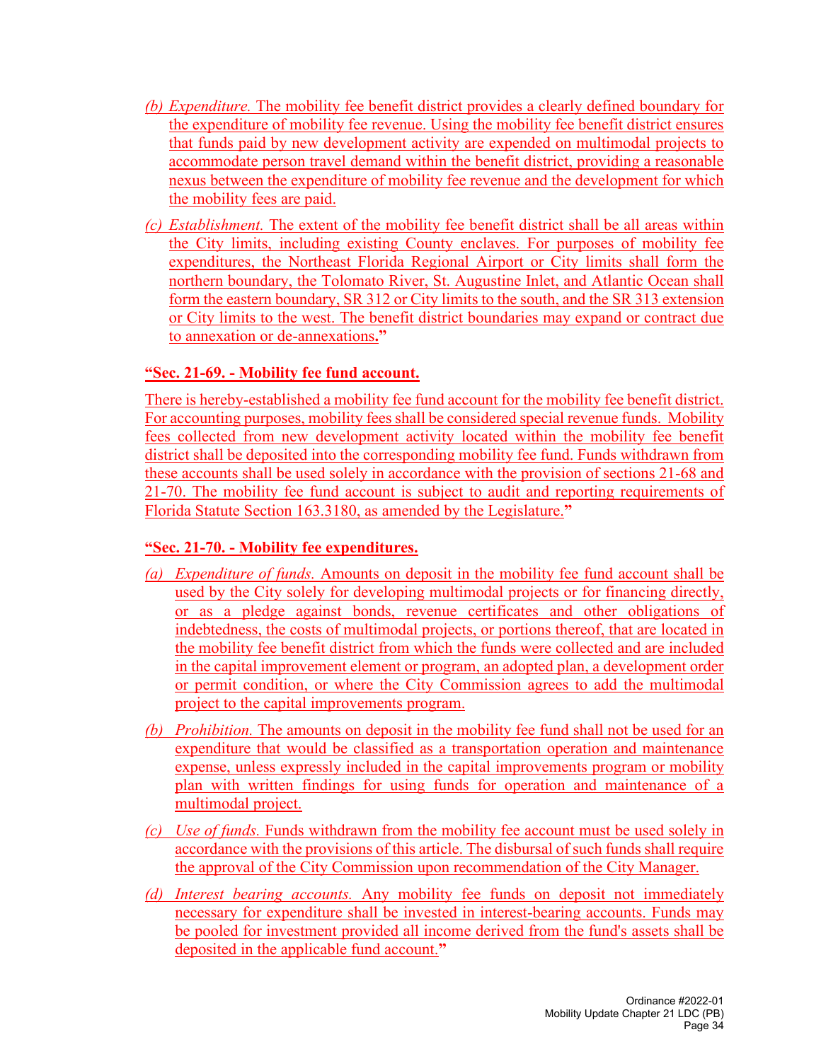*(b) Expenditure.* The mobility fee benefit district provides a clearly defined boundary for the expenditure of mobility fee revenue. Using the mobility fee benefit district ensures that funds paid by new development activity are expended on multimodal projects to accommodate person travel demand within the benefit district, providing a reasonable nexus between the expenditure of mobility fee revenue and the development for which the mobility fees are paid.

*(c) Establishment.* The extent of the mobility fee benefit district shall be all areas within the City limits, including existing County enclaves. For purposes of mobility fee expenditures, the Northeast Florida Regional Airport or City limits shall form the northern boundary, the Tolomato River, St. Augustine Inlet, and Atlantic Ocean shall form the eastern boundary, SR 312 or City limits to the south, and the SR 313 extension or City limits to the west. The benefit district boundaries may expand or contract due to annexation or de-annexations**.”**

**“Sec. 21-69. - Mobility fee fund account.**

There is hereby-established a mobility fee fund account for the mobility fee benefit district. For accounting purposes, mobility fees shall be considered special revenue funds. Mobility fees collected from new development activity located within the mobility fee benefit district shall be deposited into the corresponding mobility fee fund. Funds withdrawn from these accounts shall be used solely in accordance with the provision of sections 21-68 and 21-70. The mobility fee fund account is subject to audit and reporting requirements of Florida Statute Section 163.3180, as amended by the Legislature.**”**

**“Sec. 21-70. - Mobility fee expenditures.**

*(a) Expenditure of funds.* Amounts on deposit in the mobility fee fund account shall be used by the City solely for developing multimodal projects or for financing directly, or as a pledge against bonds, revenue certificates and other obligations of indebtedness, the costs of multimodal projects, or portions thereof, that are located in the mobility fee benefit district from which the funds were collected and are included in the capital improvement element or program, an adopted plan, a development order or permit condition, or where the City Commission agrees to add the multimodal project to the capital improvements program.

*(b) Prohibition.* The amounts on deposit in the mobility fee fund shall not be used for an expenditure that would be classified as a transportation operation and maintenance expense, unless expressly included in the capital improvements program or mobility plan with written findings for using funds for operation and maintenance of a multimodal project.

*(c) Use of funds.* Funds withdrawn from the mobility fee account must be used solely in accordance with the provisions of this article. The disbursal of such funds shall require the approval of the City Commission upon recommendation of the City Manager.

*(d) Interest bearing accounts.* Any mobility fee funds on deposit not immediately necessary for expenditure shall be invested in interest-bearing accounts. Funds may be pooled for investment provided all income derived from the fund's assets shall be deposited in the applicable fund account.**”**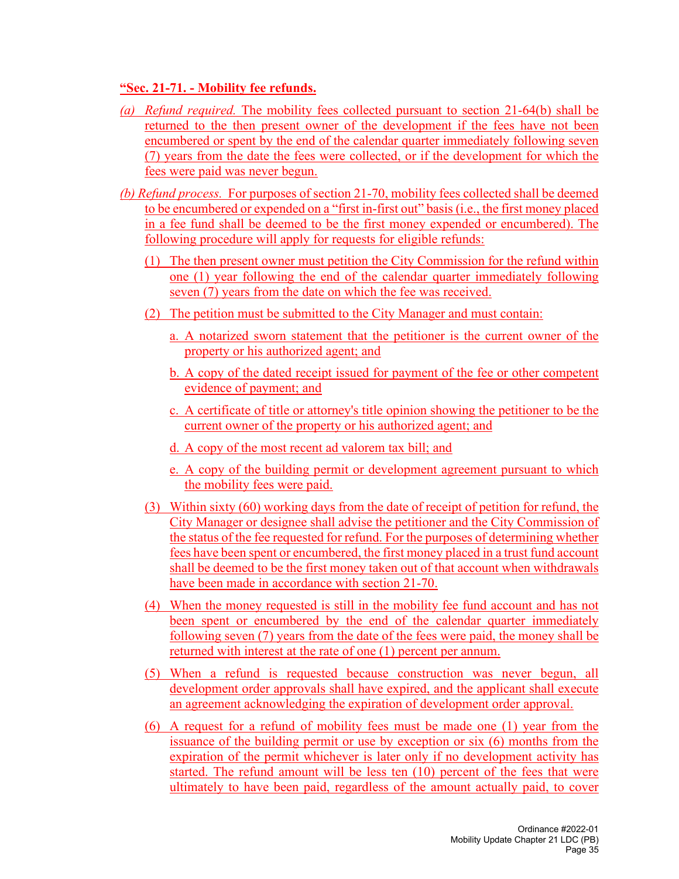**"Sec. 21-71. - Mobility fee refunds.**

*(a) Refund required.* The mobility fees collected pursuant to section 21-64(b) shall be returned to the then present owner of the development if the fees have not been encumbered or spent by the end of the calendar quarter immediately following seven (7) years from the date the fees were collected, or if the development for which the fees were paid was never begun.

*(b) Refund process.* For purposes of section 21-70, mobility fees collected shall be deemed to be encumbered or expended on a "first in-first out" basis (i.e., the first money placed in a fee fund shall be deemed to be the first money expended or encumbered). The following procedure will apply for requests for eligible refunds:

(1) The then present owner must petition the City Commission for the refund within one (1) year following the end of the calendar quarter immediately following seven (7) years from the date on which the fee was received.

(2) The petition must be submitted to the City Manager and must contain:

a. A notarized sworn statement that the petitioner is the current owner of the property or his authorized agent; and

b. A copy of the dated receipt issued for payment of the fee or other competent evidence of payment; and

c. A certificate of title or attorney's title opinion showing the petitioner to be the current owner of the property or his authorized agent; and

d. A copy of the most recent ad valorem tax bill; and

e. A copy of the building permit or development agreement pursuant to which the mobility fees were paid.

(3) Within sixty (60) working days from the date of receipt of petition for refund, the City Manager or designee shall advise the petitioner and the City Commission of the status of the fee requested for refund. For the purposes of determining whether fees have been spent or encumbered, the first money placed in a trust fund account shall be deemed to be the first money taken out of that account when withdrawals have been made in accordance with section 21-70.

(4) When the money requested is still in the mobility fee fund account and has not been spent or encumbered by the end of the calendar quarter immediately following seven (7) years from the date of the fees were paid, the money shall be returned with interest at the rate of one (1) percent per annum.

(5) When a refund is requested because construction was never begun, all development order approvals shall have expired, and the applicant shall execute an agreement acknowledging the expiration of development order approval.

(6) A request for a refund of mobility fees must be made one (1) year from the issuance of the building permit or use by exception or six (6) months from the expiration of the permit whichever is later only if no development activity has started. The refund amount will be less ten (10) percent of the fees that were ultimately to have been paid, regardless of the amount actually paid, to cover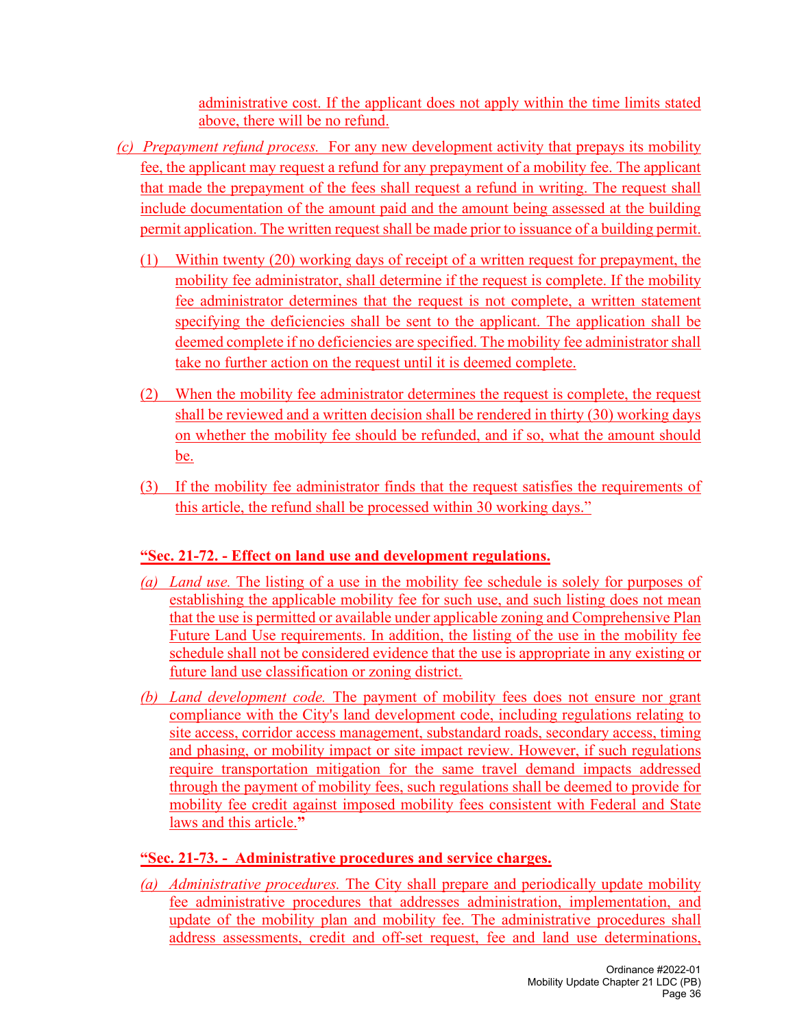administrative cost. If the applicant does not apply within the time limits stated above, there will be no refund.

(c) *Prepayment refund process.* For any new development activity that prepays its mobility fee, the applicant may request a refund for any prepayment of a mobility fee. The applicant that made the prepayment of the fees shall request a refund in writing. The request shall include documentation of the amount paid and the amount being assessed at the building permit application. The written request shall be made prior to issuance of a building permit.

(1) Within twenty (20) working days of receipt of a written request for prepayment, the mobility fee administrator, shall determine if the request is complete. If the mobility fee administrator determines that the request is not complete, a written statement specifying the deficiencies shall be sent to the applicant. The application shall be deemed complete if no deficiencies are specified. The mobility fee administrator shall take no further action on the request until it is deemed complete.

(2) When the mobility fee administrator determines the request is complete, the request shall be reviewed and a written decision shall be rendered in thirty (30) working days on whether the mobility fee should be refunded, and if so, what the amount should be.

(3) If the mobility fee administrator finds that the request satisfies the requirements of this article, the refund shall be processed within 30 working days."

**"Sec. 21-72. - Effect on land use and development regulations.**

(a) *Land use.* The listing of a use in the mobility fee schedule is solely for purposes of establishing the applicable mobility fee for such use, and such listing does not mean that the use is permitted or available under applicable zoning and Comprehensive Plan Future Land Use requirements. In addition, the listing of the use in the mobility fee schedule shall not be considered evidence that the use is appropriate in any existing or future land use classification or zoning district.

(b) *Land development code.* The payment of mobility fees does not ensure nor grant compliance with the City's land development code, including regulations relating to site access, corridor access management, substandard roads, secondary access, timing and phasing, or mobility impact or site impact review. However, if such regulations require transportation mitigation for the same travel demand impacts addressed through the payment of mobility fees, such regulations shall be deemed to provide for mobility fee credit against imposed mobility fees consistent with Federal and State laws and this article.**"**

**"Sec. 21-73. - Administrative procedures and service charges.**

(a) *Administrative procedures.* The City shall prepare and periodically update mobility fee administrative procedures that addresses administration, implementation, and update of the mobility plan and mobility fee. The administrative procedures shall address assessments, credit and off-set request, fee and land use determinations,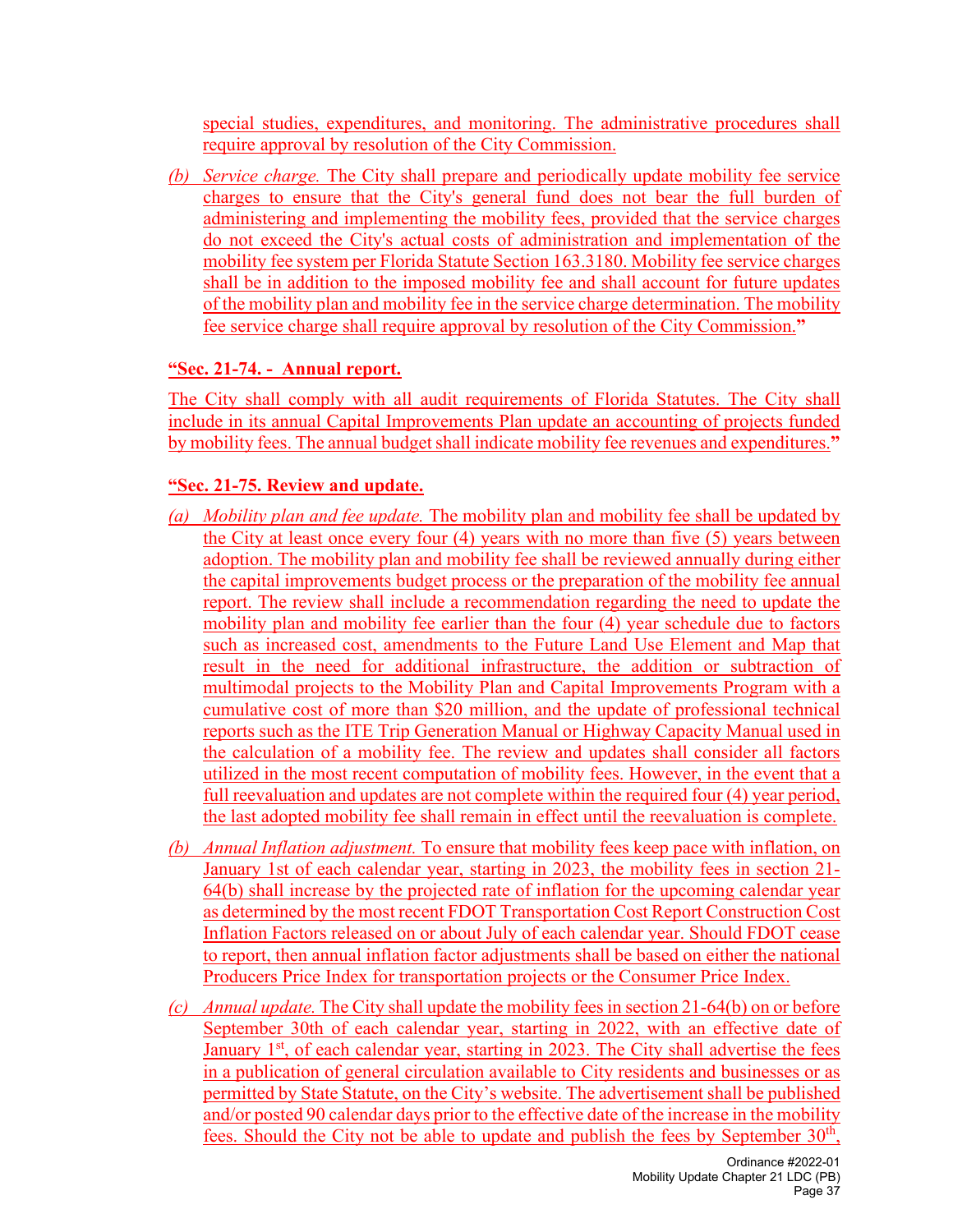special studies, expenditures, and monitoring. The administrative procedures shall require approval by resolution of the City Commission.

(b) *Service charge.* The City shall prepare and periodically update mobility fee service charges to ensure that the City's general fund does not bear the full burden of administering and implementing the mobility fees, provided that the service charges do not exceed the City's actual costs of administration and implementation of the mobility fee system per Florida Statute Section 163.3180. Mobility fee service charges shall be in addition to the imposed mobility fee and shall account for future updates of the mobility plan and mobility fee in the service charge determination. The mobility fee service charge shall require approval by resolution of the City Commission.**"**

**"Sec. 21-74. - Annual report.**

The City shall comply with all audit requirements of Florida Statutes. The City shall include in its annual Capital Improvements Plan update an accounting of projects funded by mobility fees. The annual budget shall indicate mobility fee revenues and expenditures.**"**

**"Sec. 21-75. Review and update.**

(a) *Mobility plan and fee update.* The mobility plan and mobility fee shall be updated by the City at least once every four (4) years with no more than five (5) years between adoption. The mobility plan and mobility fee shall be reviewed annually during either the capital improvements budget process or the preparation of the mobility fee annual report. The review shall include a recommendation regarding the need to update the mobility plan and mobility fee earlier than the four (4) year schedule due to factors such as increased cost, amendments to the Future Land Use Element and Map that result in the need for additional infrastructure, the addition or subtraction of multimodal projects to the Mobility Plan and Capital Improvements Program with a cumulative cost of more than $20 million, and the update of professional technical reports such as the ITE Trip Generation Manual or Highway Capacity Manual used in the calculation of a mobility fee. The review and updates shall consider all factors utilized in the most recent computation of mobility fees. However, in the event that a full reevaluation and updates are not complete within the required four (4) year period, the last adopted mobility fee shall remain in effect until the reevaluation is complete.

(b) *Annual Inflation adjustment.* To ensure that mobility fees keep pace with inflation, on January 1st of each calendar year, starting in 2023, the mobility fees in section 21-64(b) shall increase by the projected rate of inflation for the upcoming calendar year as determined by the most recent FDOT Transportation Cost Report Construction Cost Inflation Factors released on or about July of each calendar year. Should FDOT cease to report, then annual inflation factor adjustments shall be based on either the national Producers Price Index for transportation projects or the Consumer Price Index.

(c) *Annual update.* The City shall update the mobility fees in section 21-64(b) on or before September 30th of each calendar year, starting in 2022, with an effective date of January 1st, of each calendar year, starting in 2023. The City shall advertise the fees in a publication of general circulation available to City residents and businesses or as permitted by State Statute, on the City's website. The advertisement shall be published and/or posted 90 calendar days prior to the effective date of the increase in the mobility fees. Should the City not be able to update and publish the fees by September 30th,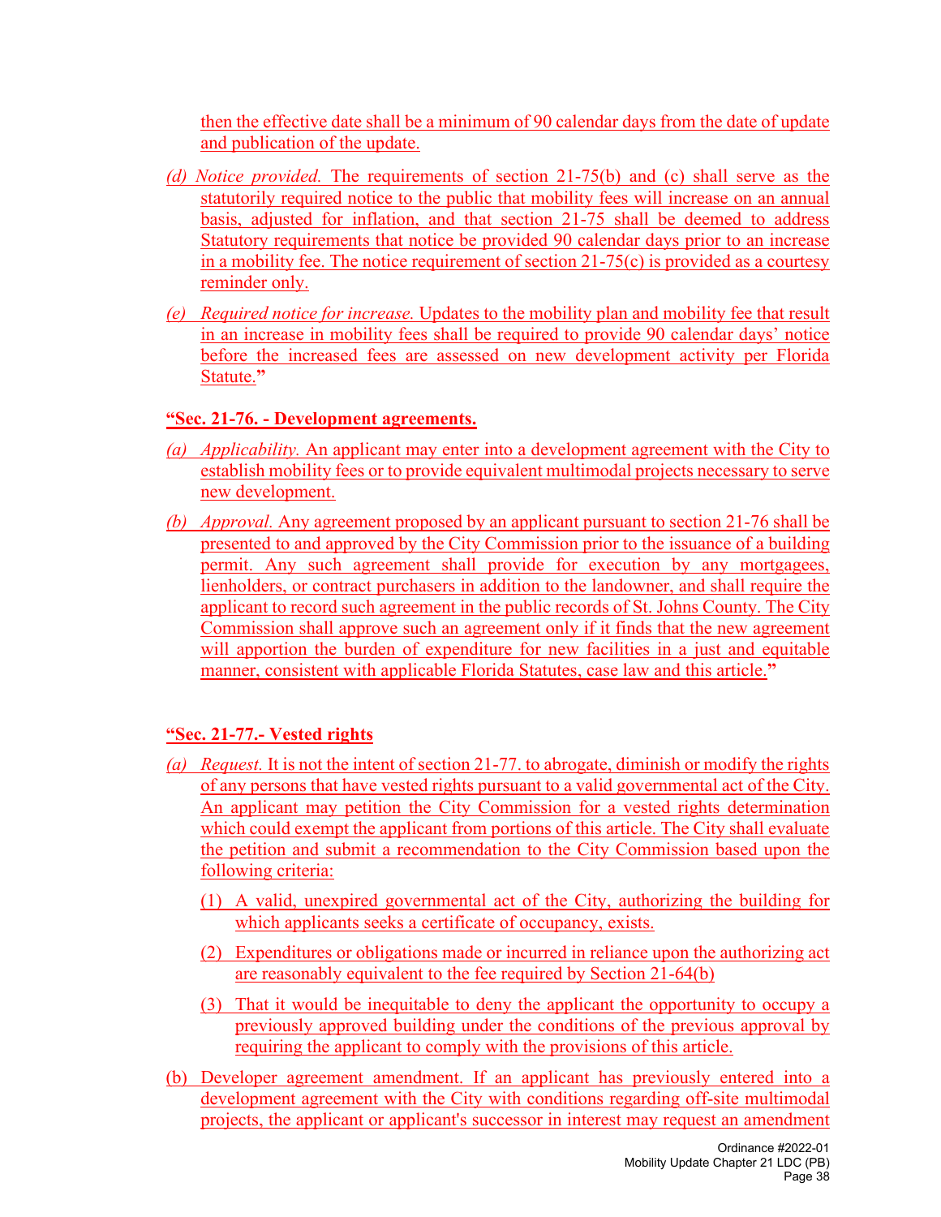then the effective date shall be a minimum of 90 calendar days from the date of update and publication of the update.

*(d) Notice provided.* The requirements of section 21-75(b) and (c) shall serve as the statutorily required notice to the public that mobility fees will increase on an annual basis, adjusted for inflation, and that section 21-75 shall be deemed to address Statutory requirements that notice be provided 90 calendar days prior to an increase in a mobility fee. The notice requirement of section 21-75(c) is provided as a courtesy reminder only.

*(e) Required notice for increase.* Updates to the mobility plan and mobility fee that result in an increase in mobility fees shall be required to provide 90 calendar days' notice before the increased fees are assessed on new development activity per Florida Statute."

**"Sec. 21-76. - Development agreements.**

*(a) Applicability.* An applicant may enter into a development agreement with the City to establish mobility fees or to provide equivalent multimodal projects necessary to serve new development.

*(b) Approval.* Any agreement proposed by an applicant pursuant to section 21-76 shall be presented to and approved by the City Commission prior to the issuance of a building permit. Any such agreement shall provide for execution by any mortgagees, lienholders, or contract purchasers in addition to the landowner, and shall require the applicant to record such agreement in the public records of St. Johns County. The City Commission shall approve such an agreement only if it finds that the new agreement will apportion the burden of expenditure for new facilities in a just and equitable manner, consistent with applicable Florida Statutes, case law and this article."

**"Sec. 21-77.- Vested rights**

*(a) Request.* It is not the intent of section 21-77. to abrogate, diminish or modify the rights of any persons that have vested rights pursuant to a valid governmental act of the City. An applicant may petition the City Commission for a vested rights determination which could exempt the applicant from portions of this article. The City shall evaluate the petition and submit a recommendation to the City Commission based upon the following criteria:

(1) A valid, unexpired governmental act of the City, authorizing the building for which applicants seeks a certificate of occupancy, exists.

(2) Expenditures or obligations made or incurred in reliance upon the authorizing act are reasonably equivalent to the fee required by Section 21-64(b)

(3) That it would be inequitable to deny the applicant the opportunity to occupy a previously approved building under the conditions of the previous approval by requiring the applicant to comply with the provisions of this article.

(b) Developer agreement amendment. If an applicant has previously entered into a development agreement with the City with conditions regarding off-site multimodal projects, the applicant or applicant's successor in interest may request an amendment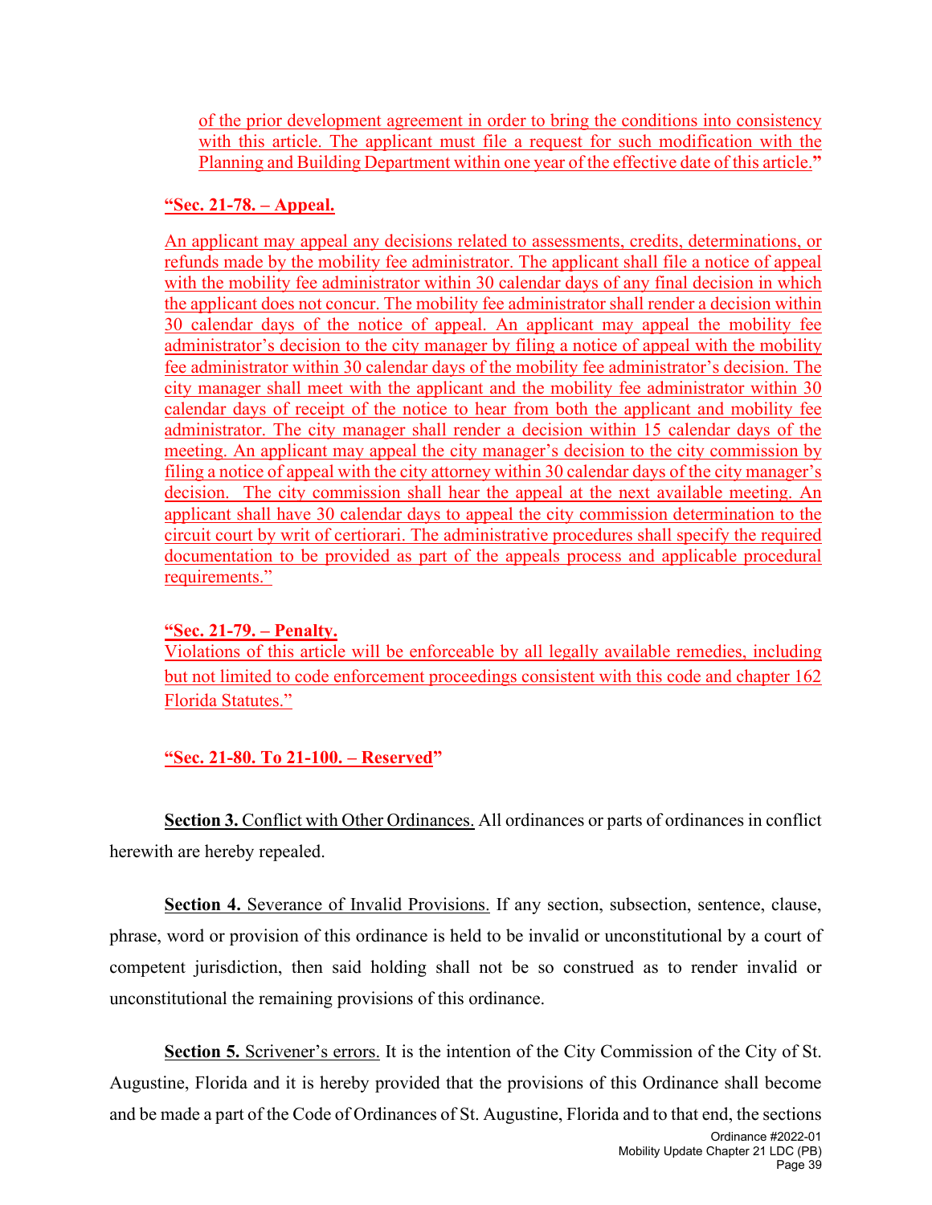of the prior development agreement in order to bring the conditions into consistency with this article. The applicant must file a request for such modification with the Planning and Building Department within one year of the effective date of this article."

**"Sec. 21-78. – Appeal.**

An applicant may appeal any decisions related to assessments, credits, determinations, or refunds made by the mobility fee administrator. The applicant shall file a notice of appeal with the mobility fee administrator within 30 calendar days of any final decision in which the applicant does not concur. The mobility fee administrator shall render a decision within 30 calendar days of the notice of appeal. An applicant may appeal the mobility fee administrator's decision to the city manager by filing a notice of appeal with the mobility fee administrator within 30 calendar days of the mobility fee administrator's decision. The city manager shall meet with the applicant and the mobility fee administrator within 30 calendar days of receipt of the notice to hear from both the applicant and mobility fee administrator. The city manager shall render a decision within 15 calendar days of the meeting. An applicant may appeal the city manager's decision to the city commission by filing a notice of appeal with the city attorney within 30 calendar days of the city manager's decision. The city commission shall hear the appeal at the next available meeting. An applicant shall have 30 calendar days to appeal the city commission determination to the circuit court by writ of certiorari. The administrative procedures shall specify the required documentation to be provided as part of the appeals process and applicable procedural requirements."

**"Sec. 21-79. – Penalty.**

Violations of this article will be enforceable by all legally available remedies, including but not limited to code enforcement proceedings consistent with this code and chapter 162 Florida Statutes."

**"Sec. 21-80. To 21-100. – Reserved"**

**Section 3.** Conflict with Other Ordinances. All ordinances or parts of ordinances in conflict herewith are hereby repealed.

**Section 4.** Severance of Invalid Provisions. If any section, subsection, sentence, clause, phrase, word or provision of this ordinance is held to be invalid or unconstitutional by a court of competent jurisdiction, then said holding shall not be so construed as to render invalid or unconstitutional the remaining provisions of this ordinance.

**Section 5.** Scrivener's errors. It is the intention of the City Commission of the City of St. Augustine, Florida and it is hereby provided that the provisions of this Ordinance shall become and be made a part of the Code of Ordinances of St. Augustine, Florida and to that end, the sections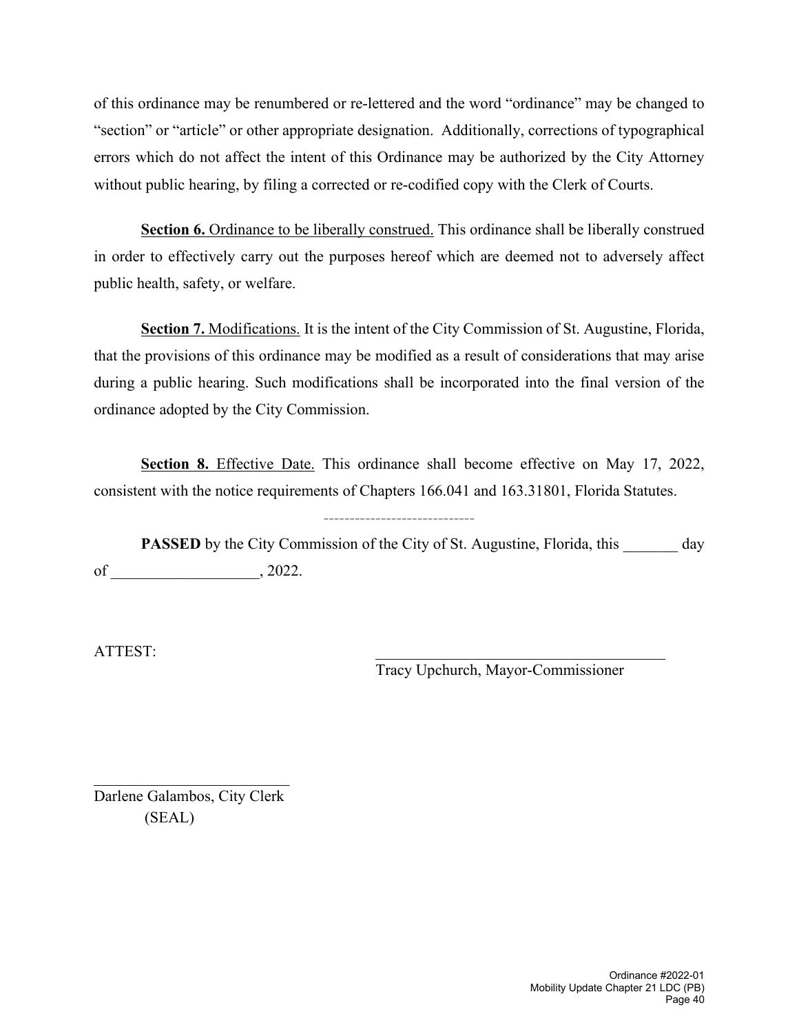of this ordinance may be renumbered or re-lettered and the word "ordinance" may be changed to "section" or "article" or other appropriate designation. Additionally, corrections of typographical errors which do not affect the intent of this Ordinance may be authorized by the City Attorney without public hearing, by filing a corrected or re-codified copy with the Clerk of Courts.

**Section 6.** Ordinance to be liberally construed. This ordinance shall be liberally construed in order to effectively carry out the purposes hereof which are deemed not to adversely affect public health, safety, or welfare.

**Section 7.** Modifications. It is the intent of the City Commission of St. Augustine, Florida, that the provisions of this ordinance may be modified as a result of considerations that may arise during a public hearing. Such modifications shall be incorporated into the final version of the ordinance adopted by the City Commission.

**Section 8.** Effective Date. This ordinance shall become effective on May 17, 2022, consistent with the notice requirements of Chapters 166.041 and 163.31801, Florida Statutes.

-----------------------------

**PASSED** by the City Commission of the City of St. Augustine, Florida, this _______ day of ___________________, 2022.

ATTEST:

_______________________________________
Tracy Upchurch, Mayor-Commissioner

___________________________
Darlene Galambos, City Clerk
(SEAL)

Ordinance #2022-01
Mobility Update Chapter 21 LDC (PB)